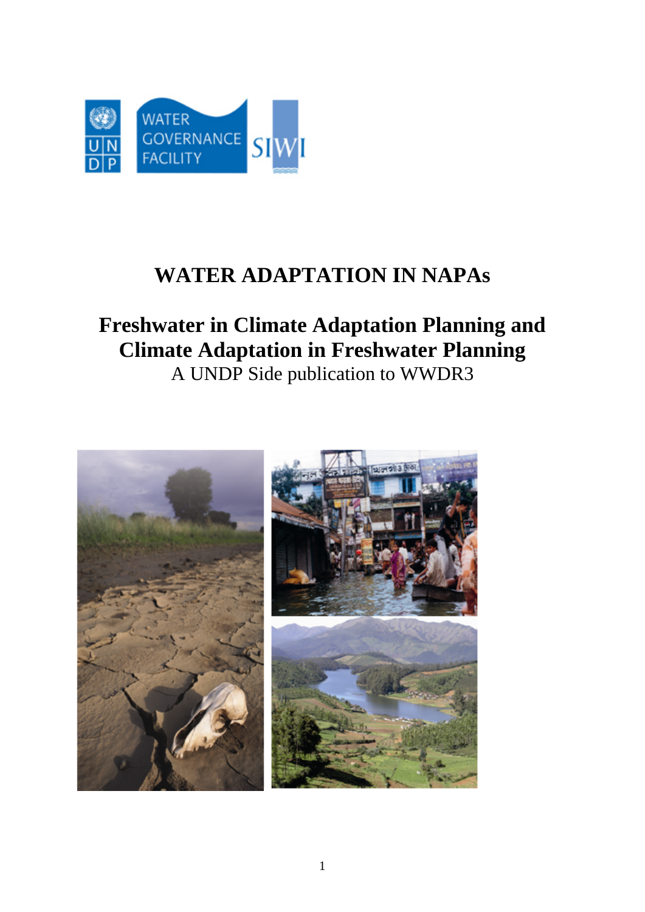# WATER ADAPTATION IN NAPAs

## Freshwater in Climate Adaptation Planning and Climate Adaptation in Freshwater Planning

A UNDP Side publication to WWDR3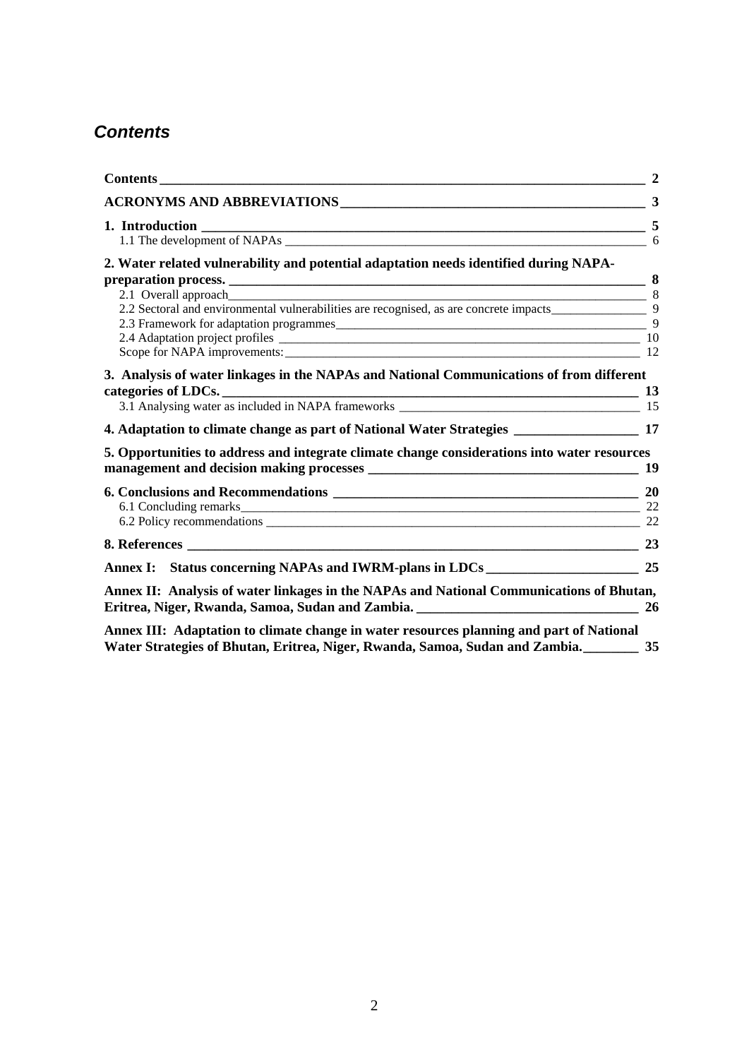## *Contents*

**Contents** 2

**ACRONYMS AND ABBREVIATIONS** 3

**1. Introduction** 5

1.1 The development of NAPAs 6

**2. Water related vulnerability and potential adaptation needs identified during NAPA-preparation process.** 8

2.1 Overall approach 8

2.2 Sectoral and environmental vulnerabilities are recognised, as are concrete impacts 9

2.3 Framework for adaptation programmes 9

2.4 Adaptation project profiles 10

Scope for NAPA improvements: 12

**3. Analysis of water linkages in the NAPAs and National Communications of from different categories of LDCs.** 13

3.1 Analysing water as included in NAPA frameworks 15

**4. Adaptation to climate change as part of National Water Strategies** 17

**5. Opportunities to address and integrate climate change considerations into water resources management and decision making processes** 19

**6. Conclusions and Recommendations** 20

6.1 Concluding remarks 22

6.2 Policy recommendations 22

**8. References** 23

**Annex I: Status concerning NAPAs and IWRM-plans in LDCs** 25

**Annex II: Analysis of water linkages in the NAPAs and National Communications of Bhutan, Eritrea, Niger, Rwanda, Samoa, Sudan and Zambia.** 26

**Annex III: Adaptation to climate change in water resources planning and part of National Water Strategies of Bhutan, Eritrea, Niger, Rwanda, Samoa, Sudan and Zambia.** 35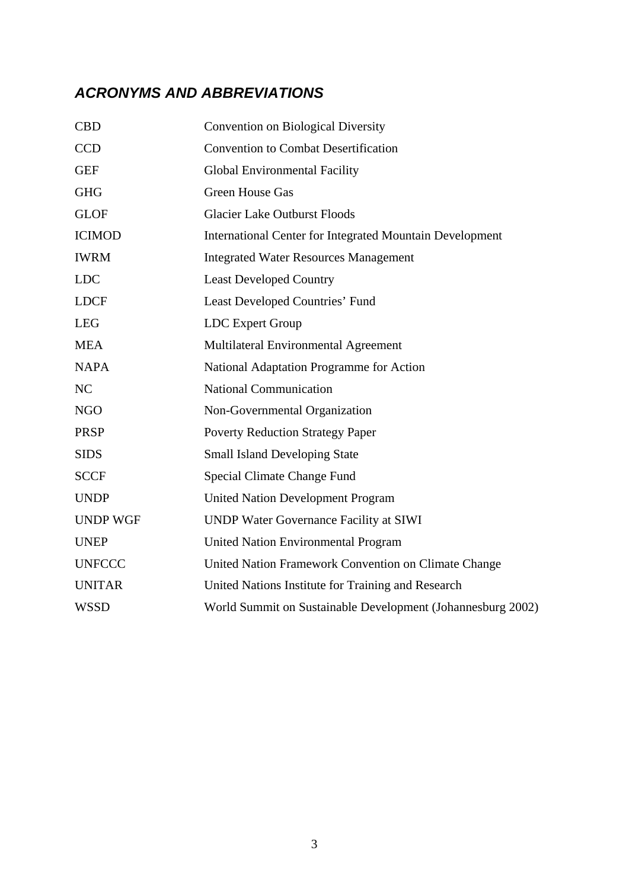## *ACRONYMS AND ABBREVIATIONS*

| | |
|---|---|
| CBD | Convention on Biological Diversity |
| CCD | Convention to Combat Desertification |
| GEF | Global Environmental Facility |
| GHG | Green House Gas |
| GLOF | Glacier Lake Outburst Floods |
| ICIMOD | International Center for Integrated Mountain Development |
| IWRM | Integrated Water Resources Management |
| LDC | Least Developed Country |
| LDCF | Least Developed Countries' Fund |
| LEG | LDC Expert Group |
| MEA | Multilateral Environmental Agreement |
| NAPA | National Adaptation Programme for Action |
| NC | National Communication |
| NGO | Non-Governmental Organization |
| PRSP | Poverty Reduction Strategy Paper |
| SIDS | Small Island Developing State |
| SCCF | Special Climate Change Fund |
| UNDP | United Nation Development Program |
| UNDP WGF | UNDP Water Governance Facility at SIWI |
| UNEP | United Nation Environmental Program |
| UNFCCC | United Nation Framework Convention on Climate Change |
| UNITAR | United Nations Institute for Training and Research |
| WSSD | World Summit on Sustainable Development (Johannesburg 2002) |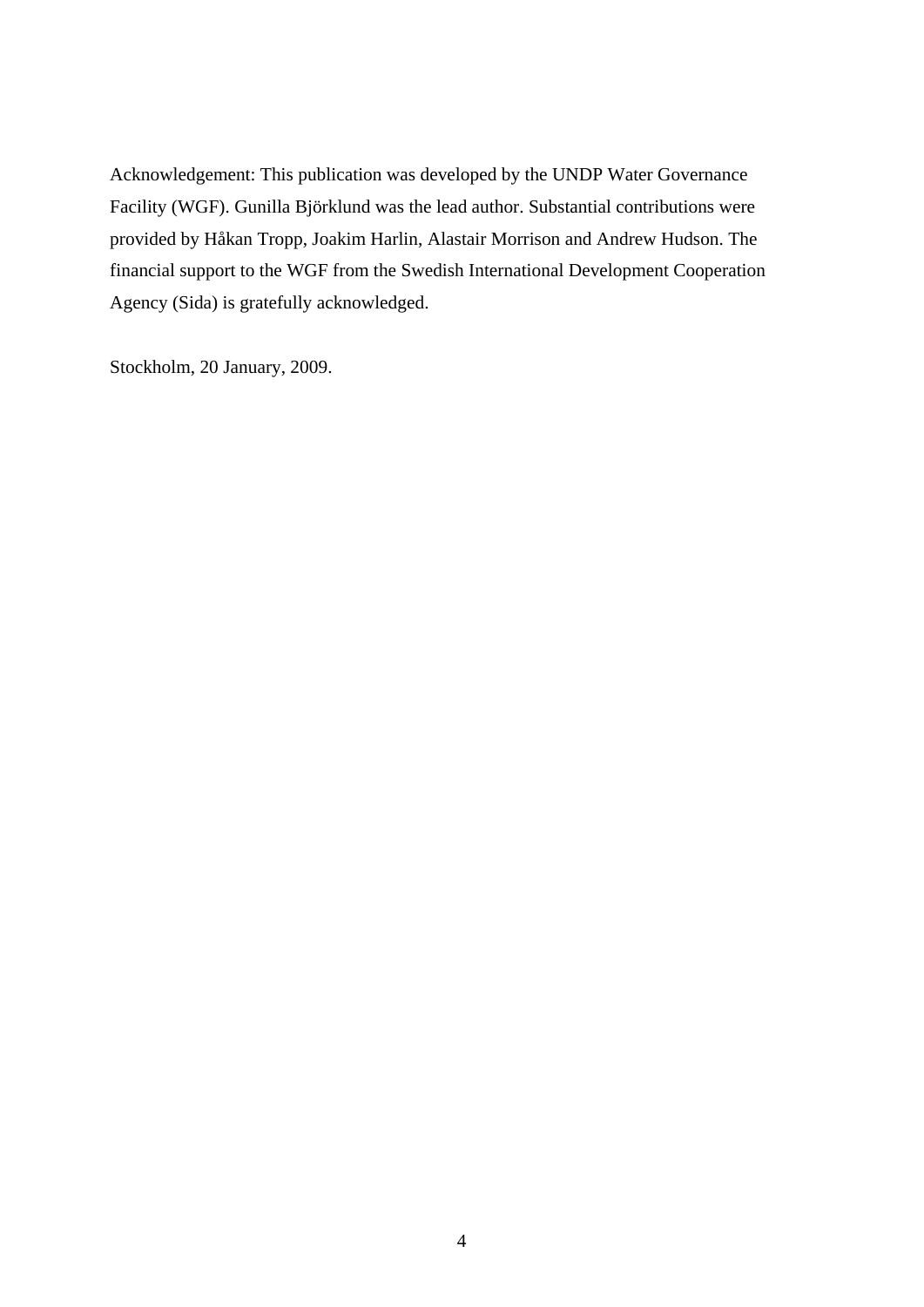Acknowledgement: This publication was developed by the UNDP Water Governance Facility (WGF). Gunilla Björklund was the lead author. Substantial contributions were provided by Håkan Tropp, Joakim Harlin, Alastair Morrison and Andrew Hudson. The financial support to the WGF from the Swedish International Development Cooperation Agency (Sida) is gratefully acknowledged.

Stockholm, 20 January, 2009.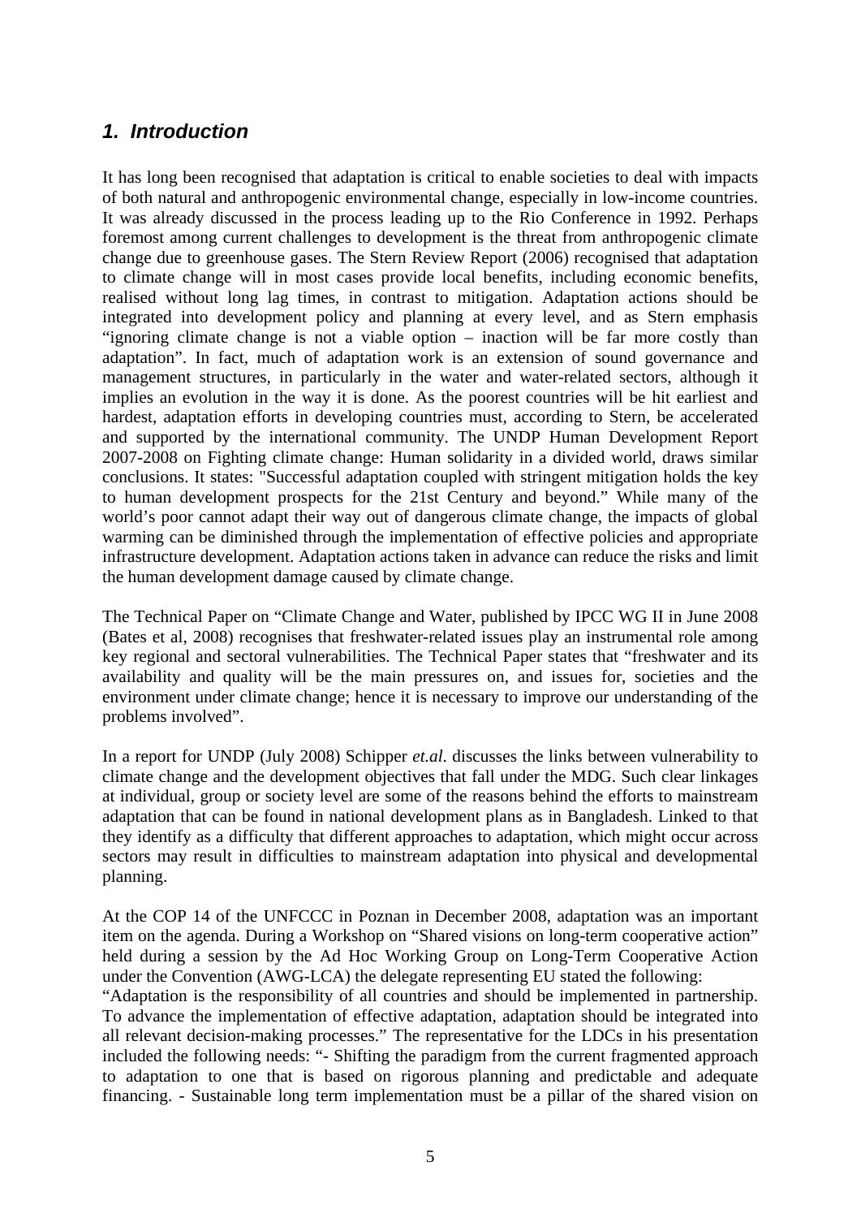## *1. Introduction*

It has long been recognised that adaptation is critical to enable societies to deal with impacts of both natural and anthropogenic environmental change, especially in low-income countries. It was already discussed in the process leading up to the Rio Conference in 1992. Perhaps foremost among current challenges to development is the threat from anthropogenic climate change due to greenhouse gases. The Stern Review Report (2006) recognised that adaptation to climate change will in most cases provide local benefits, including economic benefits, realised without long lag times, in contrast to mitigation. Adaptation actions should be integrated into development policy and planning at every level, and as Stern emphasis "ignoring climate change is not a viable option – inaction will be far more costly than adaptation". In fact, much of adaptation work is an extension of sound governance and management structures, in particularly in the water and water-related sectors, although it implies an evolution in the way it is done. As the poorest countries will be hit earliest and hardest, adaptation efforts in developing countries must, according to Stern, be accelerated and supported by the international community. The UNDP Human Development Report 2007-2008 on Fighting climate change: Human solidarity in a divided world, draws similar conclusions. It states: "Successful adaptation coupled with stringent mitigation holds the key to human development prospects for the 21st Century and beyond." While many of the world's poor cannot adapt their way out of dangerous climate change, the impacts of global warming can be diminished through the implementation of effective policies and appropriate infrastructure development. Adaptation actions taken in advance can reduce the risks and limit the human development damage caused by climate change.

The Technical Paper on "Climate Change and Water, published by IPCC WG II in June 2008 (Bates et al, 2008) recognises that freshwater-related issues play an instrumental role among key regional and sectoral vulnerabilities. The Technical Paper states that "freshwater and its availability and quality will be the main pressures on, and issues for, societies and the environment under climate change; hence it is necessary to improve our understanding of the problems involved".

In a report for UNDP (July 2008) Schipper *et.al*. discusses the links between vulnerability to climate change and the development objectives that fall under the MDG. Such clear linkages at individual, group or society level are some of the reasons behind the efforts to mainstream adaptation that can be found in national development plans as in Bangladesh. Linked to that they identify as a difficulty that different approaches to adaptation, which might occur across sectors may result in difficulties to mainstream adaptation into physical and developmental planning.

At the COP 14 of the UNFCCC in Poznan in December 2008, adaptation was an important item on the agenda. During a Workshop on "Shared visions on long-term cooperative action" held during a session by the Ad Hoc Working Group on Long-Term Cooperative Action under the Convention (AWG-LCA) the delegate representing EU stated the following:
"Adaptation is the responsibility of all countries and should be implemented in partnership. To advance the implementation of effective adaptation, adaptation should be integrated into all relevant decision-making processes." The representative for the LDCs in his presentation included the following needs: "- Shifting the paradigm from the current fragmented approach to adaptation to one that is based on rigorous planning and predictable and adequate financing. - Sustainable long term implementation must be a pillar of the shared vision on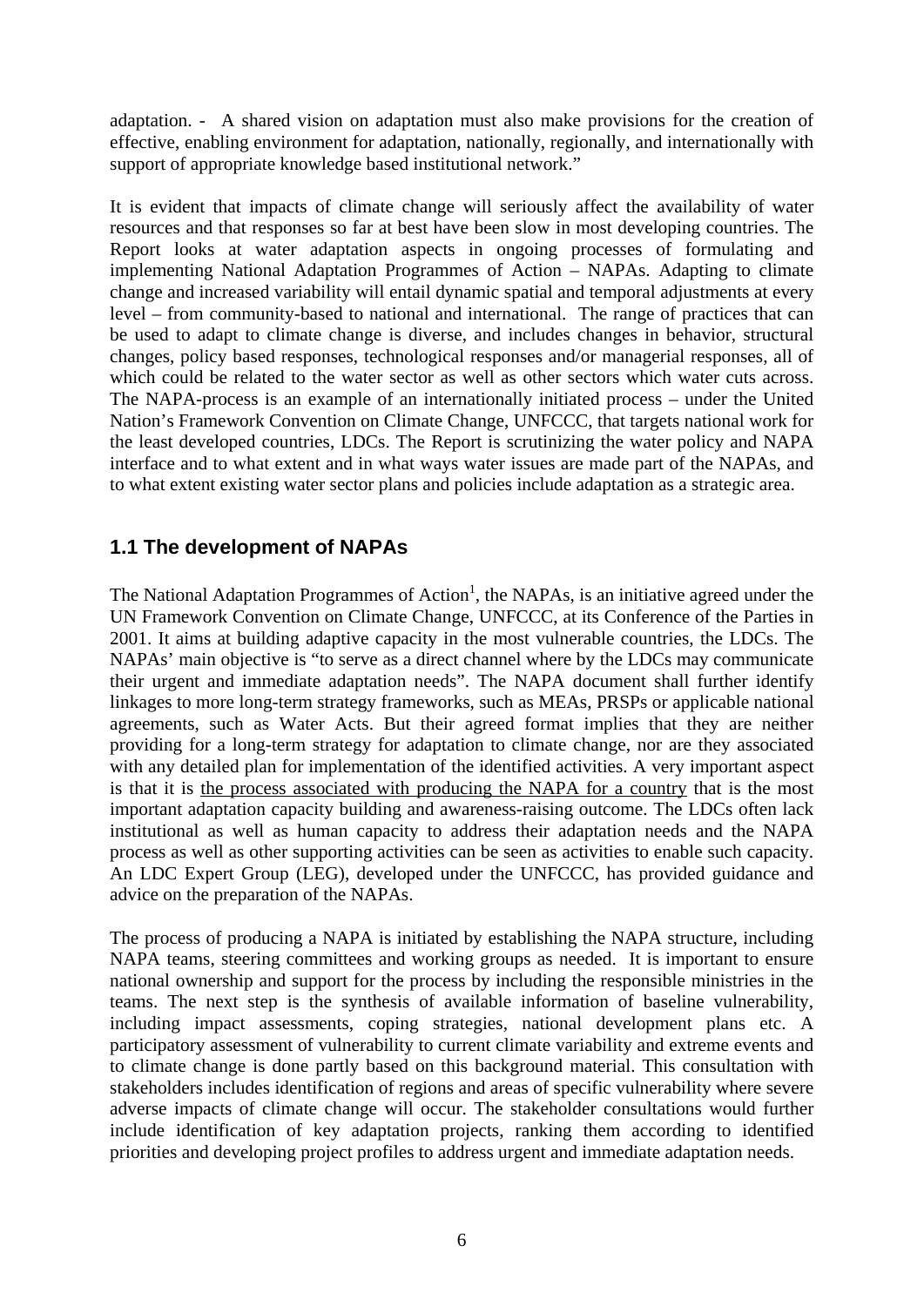adaptation. - A shared vision on adaptation must also make provisions for the creation of effective, enabling environment for adaptation, nationally, regionally, and internationally with support of appropriate knowledge based institutional network."

It is evident that impacts of climate change will seriously affect the availability of water resources and that responses so far at best have been slow in most developing countries. The Report looks at water adaptation aspects in ongoing processes of formulating and implementing National Adaptation Programmes of Action – NAPAs. Adapting to climate change and increased variability will entail dynamic spatial and temporal adjustments at every level – from community-based to national and international. The range of practices that can be used to adapt to climate change is diverse, and includes changes in behavior, structural changes, policy based responses, technological responses and/or managerial responses, all of which could be related to the water sector as well as other sectors which water cuts across. The NAPA-process is an example of an internationally initiated process – under the United Nation's Framework Convention on Climate Change, UNFCCC, that targets national work for the least developed countries, LDCs. The Report is scrutinizing the water policy and NAPA interface and to what extent and in what ways water issues are made part of the NAPAs, and to what extent existing water sector plans and policies include adaptation as a strategic area.

## 1.1 The development of NAPAs

The National Adaptation Programmes of Action[1], the NAPAs, is an initiative agreed under the UN Framework Convention on Climate Change, UNFCCC, at its Conference of the Parties in 2001. It aims at building adaptive capacity in the most vulnerable countries, the LDCs. The NAPAs' main objective is "to serve as a direct channel where by the LDCs may communicate their urgent and immediate adaptation needs". The NAPA document shall further identify linkages to more long-term strategy frameworks, such as MEAs, PRSPs or applicable national agreements, such as Water Acts. But their agreed format implies that they are neither providing for a long-term strategy for adaptation to climate change, nor are they associated with any detailed plan for implementation of the identified activities. A very important aspect is that it is <u>the process associated with producing the NAPA for a country</u> that is the most important adaptation capacity building and awareness-raising outcome. The LDCs often lack institutional as well as human capacity to address their adaptation needs and the NAPA process as well as other supporting activities can be seen as activities to enable such capacity. An LDC Expert Group (LEG), developed under the UNFCCC, has provided guidance and advice on the preparation of the NAPAs.

The process of producing a NAPA is initiated by establishing the NAPA structure, including NAPA teams, steering committees and working groups as needed. It is important to ensure national ownership and support for the process by including the responsible ministries in the teams. The next step is the synthesis of available information of baseline vulnerability, including impact assessments, coping strategies, national development plans etc. A participatory assessment of vulnerability to current climate variability and extreme events and to climate change is done partly based on this background material. This consultation with stakeholders includes identification of regions and areas of specific vulnerability where severe adverse impacts of climate change will occur. The stakeholder consultations would further include identification of key adaptation projects, ranking them according to identified priorities and developing project profiles to address urgent and immediate adaptation needs.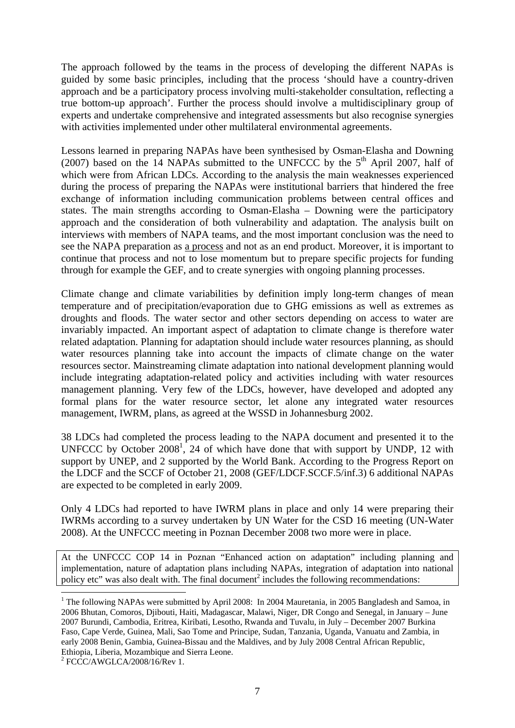The approach followed by the teams in the process of developing the different NAPAs is guided by some basic principles, including that the process 'should have a country-driven approach and be a participatory process involving multi-stakeholder consultation, reflecting a true bottom-up approach'. Further the process should involve a multidisciplinary group of experts and undertake comprehensive and integrated assessments but also recognise synergies with activities implemented under other multilateral environmental agreements.

Lessons learned in preparing NAPAs have been synthesised by Osman-Elasha and Downing (2007) based on the 14 NAPAs submitted to the UNFCCC by the 5th April 2007, half of which were from African LDCs. According to the analysis the main weaknesses experienced during the process of preparing the NAPAs were institutional barriers that hindered the free exchange of information including communication problems between central offices and states. The main strengths according to Osman-Elasha – Downing were the participatory approach and the consideration of both vulnerability and adaptation. The analysis built on interviews with members of NAPA teams, and the most important conclusion was the need to see the NAPA preparation as a process and not as an end product. Moreover, it is important to continue that process and not to lose momentum but to prepare specific projects for funding through for example the GEF, and to create synergies with ongoing planning processes.

Climate change and climate variabilities by definition imply long-term changes of mean temperature and of precipitation/evaporation due to GHG emissions as well as extremes as droughts and floods. The water sector and other sectors depending on access to water are invariably impacted. An important aspect of adaptation to climate change is therefore water related adaptation. Planning for adaptation should include water resources planning, as should water resources planning take into account the impacts of climate change on the water resources sector. Mainstreaming climate adaptation into national development planning would include integrating adaptation-related policy and activities including with water resources management planning. Very few of the LDCs, however, have developed and adopted any formal plans for the water resource sector, let alone any integrated water resources management, IWRM, plans, as agreed at the WSSD in Johannesburg 2002.

38 LDCs had completed the process leading to the NAPA document and presented it to the UNFCCC by October 2008[1], 24 of which have done that with support by UNDP, 12 with support by UNEP, and 2 supported by the World Bank. According to the Progress Report on the LDCF and the SCCF of October 21, 2008 (GEF/LDCF.SCCF.5/inf.3) 6 additional NAPAs are expected to be completed in early 2009.

Only 4 LDCs had reported to have IWRM plans in place and only 14 were preparing their IWRMs according to a survey undertaken by UN Water for the CSD 16 meeting (UN-Water 2008). At the UNFCCC meeting in Poznan December 2008 two more were in place.

At the UNFCCC COP 14 in Poznan "Enhanced action on adaptation" including planning and implementation, nature of adaptation plans including NAPAs, integration of adaptation into national policy etc" was also dealt with. The final document[2] includes the following recommendations:

---

[1] The following NAPAs were submitted by April 2008: In 2004 Mauretania, in 2005 Bangladesh and Samoa, in 2006 Bhutan, Comoros, Djibouti, Haiti, Madagascar, Malawi, Niger, DR Congo and Senegal, in January – June 2007 Burundi, Cambodia, Eritrea, Kiribati, Lesotho, Rwanda and Tuvalu, in July – December 2007 Burkina Faso, Cape Verde, Guinea, Mali, Sao Tome and Principe, Sudan, Tanzania, Uganda, Vanuatu and Zambia, in early 2008 Benin, Gambia, Guinea-Bissau and the Maldives, and by July 2008 Central African Republic, Ethiopia, Liberia, Mozambique and Sierra Leone.

[2] FCCC/AWGLCA/2008/16/Rev 1.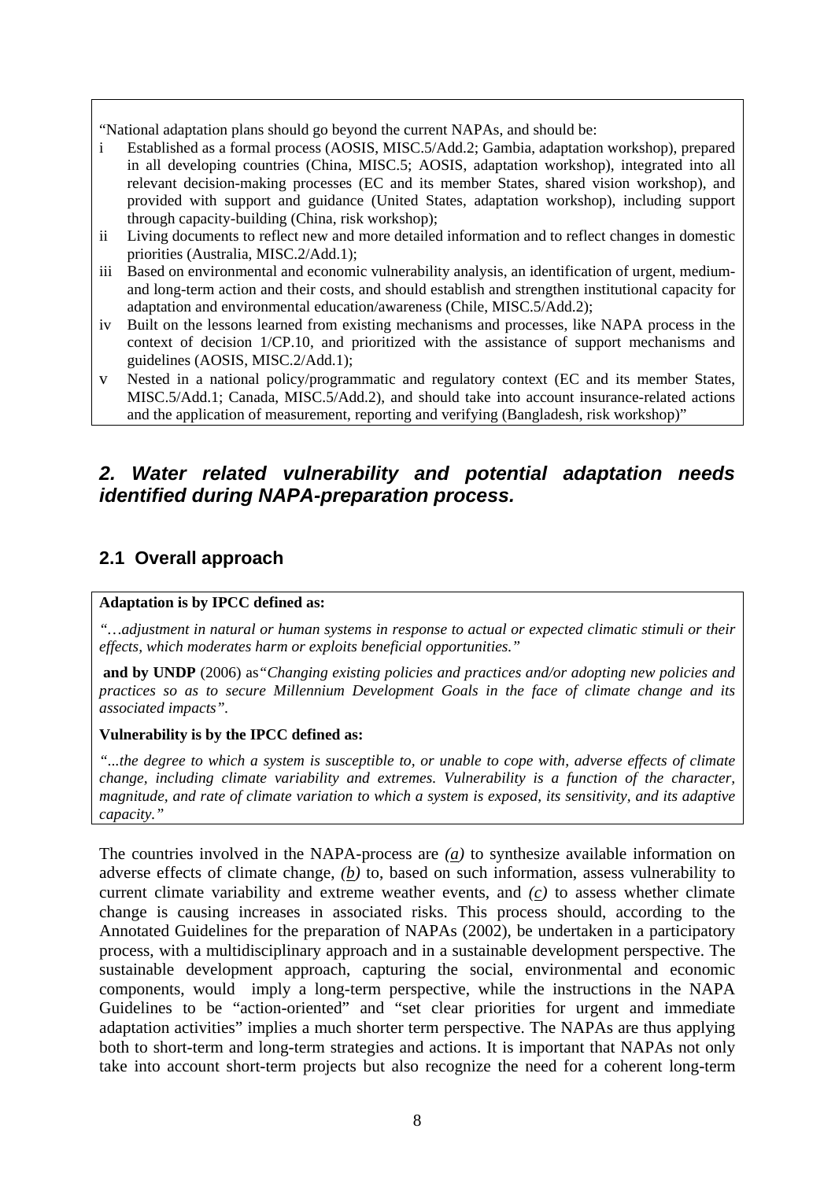"National adaptation plans should go beyond the current NAPAs, and should be:

i Established as a formal process (AOSIS, MISC.5/Add.2; Gambia, adaptation workshop), prepared in all developing countries (China, MISC.5; AOSIS, adaptation workshop), integrated into all relevant decision-making processes (EC and its member States, shared vision workshop), and provided with support and guidance (United States, adaptation workshop), including support through capacity-building (China, risk workshop);

ii Living documents to reflect new and more detailed information and to reflect changes in domestic priorities (Australia, MISC.2/Add.1);

iii Based on environmental and economic vulnerability analysis, an identification of urgent, medium- and long-term action and their costs, and should establish and strengthen institutional capacity for adaptation and environmental education/awareness (Chile, MISC.5/Add.2);

iv Built on the lessons learned from existing mechanisms and processes, like NAPA process in the context of decision 1/CP.10, and prioritized with the assistance of support mechanisms and guidelines (AOSIS, MISC.2/Add.1);

v Nested in a national policy/programmatic and regulatory context (EC and its member States, MISC.5/Add.1; Canada, MISC.5/Add.2), and should take into account insurance-related actions and the application of measurement, reporting and verifying (Bangladesh, risk workshop)"

## *2. Water related vulnerability and potential adaptation needs identified during NAPA-preparation process.*

### 2.1 Overall approach

**Adaptation is by IPCC defined as:**

*"…adjustment in natural or human systems in response to actual or expected climatic stimuli or their effects, which moderates harm or exploits beneficial opportunities."*

**and by UNDP** (2006) as *"Changing existing policies and practices and/or adopting new policies and practices so as to secure Millennium Development Goals in the face of climate change and its associated impacts".*

**Vulnerability is by the IPCC defined as:**

*"...the degree to which a system is susceptible to, or unable to cope with, adverse effects of climate change, including climate variability and extremes. Vulnerability is a function of the character, magnitude, and rate of climate variation to which a system is exposed, its sensitivity, and its adaptive capacity."*

The countries involved in the NAPA-process are *(a)* to synthesize available information on adverse effects of climate change, *(b)* to, based on such information, assess vulnerability to current climate variability and extreme weather events, and *(c)* to assess whether climate change is causing increases in associated risks. This process should, according to the Annotated Guidelines for the preparation of NAPAs (2002), be undertaken in a participatory process, with a multidisciplinary approach and in a sustainable development perspective. The sustainable development approach, capturing the social, environmental and economic components, would imply a long-term perspective, while the instructions in the NAPA Guidelines to be "action-oriented" and "set clear priorities for urgent and immediate adaptation activities" implies a much shorter term perspective. The NAPAs are thus applying both to short-term and long-term strategies and actions. It is important that NAPAs not only take into account short-term projects but also recognize the need for a coherent long-term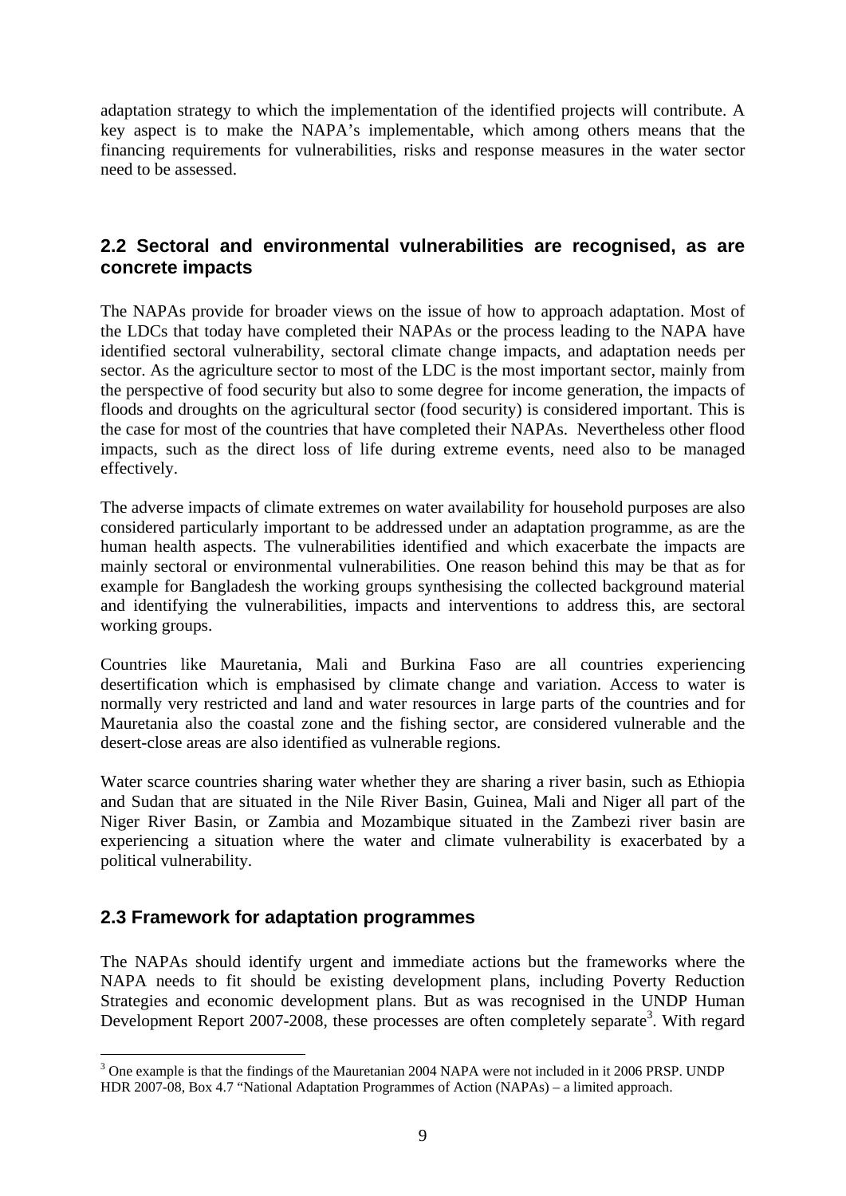adaptation strategy to which the implementation of the identified projects will contribute. A key aspect is to make the NAPA's implementable, which among others means that the financing requirements for vulnerabilities, risks and response measures in the water sector need to be assessed.

## 2.2 Sectoral and environmental vulnerabilities are recognised, as are concrete impacts

The NAPAs provide for broader views on the issue of how to approach adaptation. Most of the LDCs that today have completed their NAPAs or the process leading to the NAPA have identified sectoral vulnerability, sectoral climate change impacts, and adaptation needs per sector. As the agriculture sector to most of the LDC is the most important sector, mainly from the perspective of food security but also to some degree for income generation, the impacts of floods and droughts on the agricultural sector (food security) is considered important. This is the case for most of the countries that have completed their NAPAs. Nevertheless other flood impacts, such as the direct loss of life during extreme events, need also to be managed effectively.

The adverse impacts of climate extremes on water availability for household purposes are also considered particularly important to be addressed under an adaptation programme, as are the human health aspects. The vulnerabilities identified and which exacerbate the impacts are mainly sectoral or environmental vulnerabilities. One reason behind this may be that as for example for Bangladesh the working groups synthesising the collected background material and identifying the vulnerabilities, impacts and interventions to address this, are sectoral working groups.

Countries like Mauretania, Mali and Burkina Faso are all countries experiencing desertification which is emphasised by climate change and variation. Access to water is normally very restricted and land and water resources in large parts of the countries and for Mauretania also the coastal zone and the fishing sector, are considered vulnerable and the desert-close areas are also identified as vulnerable regions.

Water scarce countries sharing water whether they are sharing a river basin, such as Ethiopia and Sudan that are situated in the Nile River Basin, Guinea, Mali and Niger all part of the Niger River Basin, or Zambia and Mozambique situated in the Zambezi river basin are experiencing a situation where the water and climate vulnerability is exacerbated by a political vulnerability.

## 2.3 Framework for adaptation programmes

The NAPAs should identify urgent and immediate actions but the frameworks where the NAPA needs to fit should be existing development plans, including Poverty Reduction Strategies and economic development plans. But as was recognised in the UNDP Human Development Report 2007-2008, these processes are often completely separate[3]. With regard

[3] One example is that the findings of the Mauretanian 2004 NAPA were not included in it 2006 PRSP. UNDP HDR 2007-08, Box 4.7 "National Adaptation Programmes of Action (NAPAs) – a limited approach.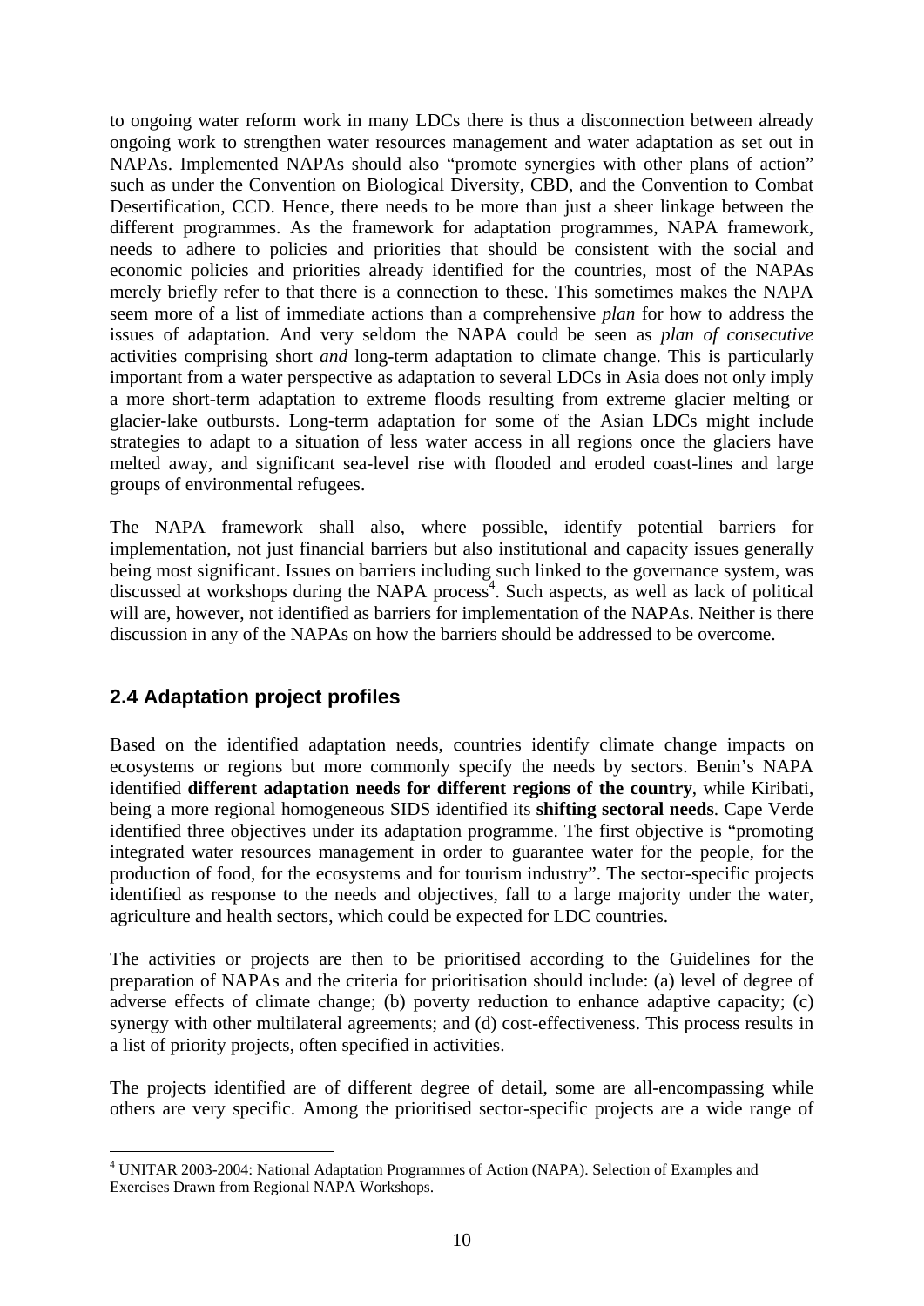to ongoing water reform work in many LDCs there is thus a disconnection between already ongoing work to strengthen water resources management and water adaptation as set out in NAPAs. Implemented NAPAs should also "promote synergies with other plans of action" such as under the Convention on Biological Diversity, CBD, and the Convention to Combat Desertification, CCD. Hence, there needs to be more than just a sheer linkage between the different programmes. As the framework for adaptation programmes, NAPA framework, needs to adhere to policies and priorities that should be consistent with the social and economic policies and priorities already identified for the countries, most of the NAPAs merely briefly refer to that there is a connection to these. This sometimes makes the NAPA seem more of a list of immediate actions than a comprehensive *plan* for how to address the issues of adaptation. And very seldom the NAPA could be seen as *plan of consecutive* activities comprising short *and* long-term adaptation to climate change. This is particularly important from a water perspective as adaptation to several LDCs in Asia does not only imply a more short-term adaptation to extreme floods resulting from extreme glacier melting or glacier-lake outbursts. Long-term adaptation for some of the Asian LDCs might include strategies to adapt to a situation of less water access in all regions once the glaciers have melted away, and significant sea-level rise with flooded and eroded coast-lines and large groups of environmental refugees.

The NAPA framework shall also, where possible, identify potential barriers for implementation, not just financial barriers but also institutional and capacity issues generally being most significant. Issues on barriers including such linked to the governance system, was discussed at workshops during the NAPA process[4]. Such aspects, as well as lack of political will are, however, not identified as barriers for implementation of the NAPAs. Neither is there discussion in any of the NAPAs on how the barriers should be addressed to be overcome.

## 2.4 Adaptation project profiles

Based on the identified adaptation needs, countries identify climate change impacts on ecosystems or regions but more commonly specify the needs by sectors. Benin's NAPA identified **different adaptation needs for different regions of the country**, while Kiribati, being a more regional homogeneous SIDS identified its **shifting sectoral needs**. Cape Verde identified three objectives under its adaptation programme. The first objective is "promoting integrated water resources management in order to guarantee water for the people, for the production of food, for the ecosystems and for tourism industry". The sector-specific projects identified as response to the needs and objectives, fall to a large majority under the water, agriculture and health sectors, which could be expected for LDC countries.

The activities or projects are then to be prioritised according to the Guidelines for the preparation of NAPAs and the criteria for prioritisation should include: (a) level of degree of adverse effects of climate change; (b) poverty reduction to enhance adaptive capacity; (c) synergy with other multilateral agreements; and (d) cost-effectiveness. This process results in a list of priority projects, often specified in activities.

The projects identified are of different degree of detail, some are all-encompassing while others are very specific. Among the prioritised sector-specific projects are a wide range of

[4] UNITAR 2003-2004: National Adaptation Programmes of Action (NAPA). Selection of Examples and Exercises Drawn from Regional NAPA Workshops.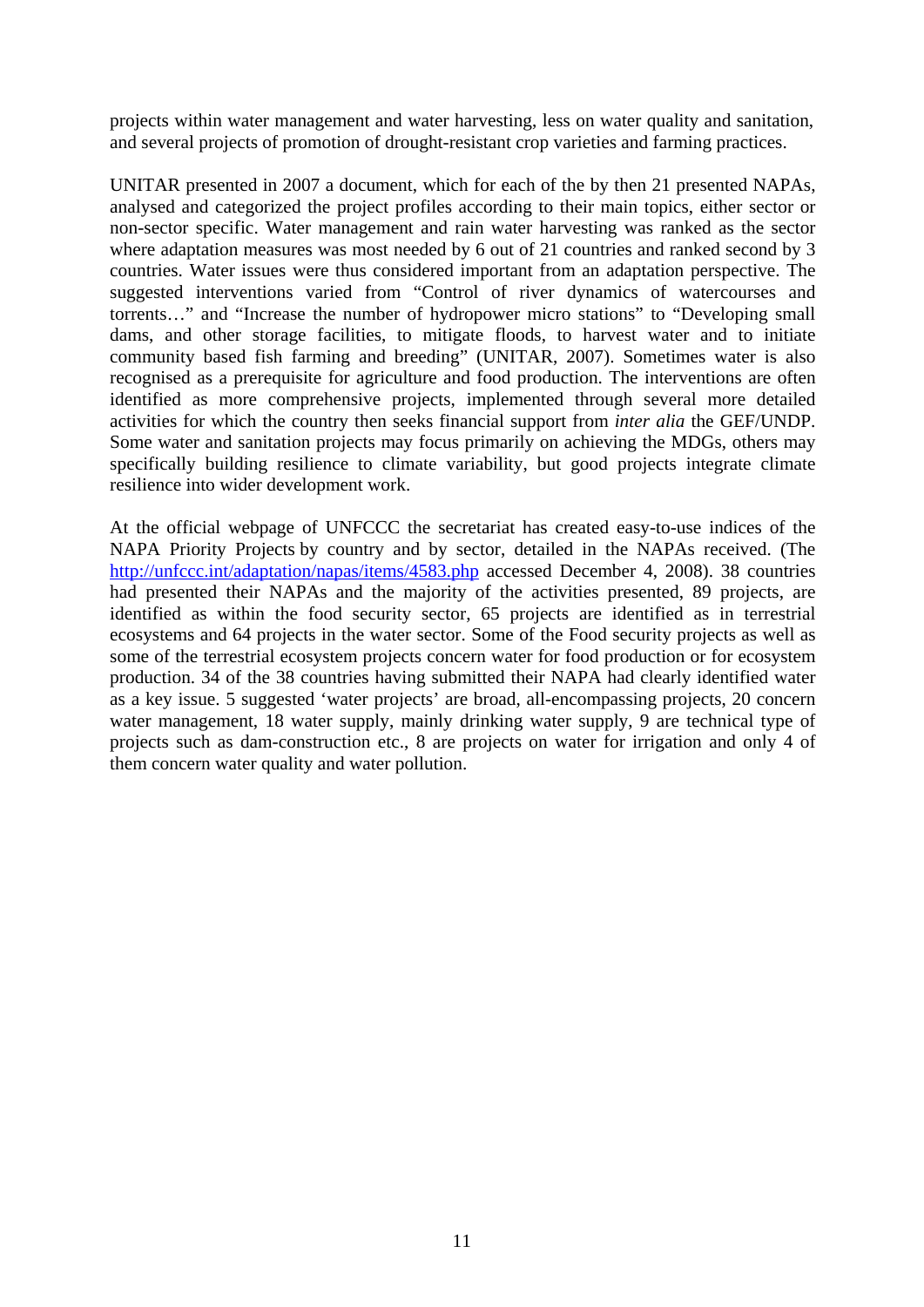projects within water management and water harvesting, less on water quality and sanitation, and several projects of promotion of drought-resistant crop varieties and farming practices.

UNITAR presented in 2007 a document, which for each of the by then 21 presented NAPAs, analysed and categorized the project profiles according to their main topics, either sector or non-sector specific. Water management and rain water harvesting was ranked as the sector where adaptation measures was most needed by 6 out of 21 countries and ranked second by 3 countries. Water issues were thus considered important from an adaptation perspective. The suggested interventions varied from "Control of river dynamics of watercourses and torrents…" and "Increase the number of hydropower micro stations" to "Developing small dams, and other storage facilities, to mitigate floods, to harvest water and to initiate community based fish farming and breeding" (UNITAR, 2007). Sometimes water is also recognised as a prerequisite for agriculture and food production. The interventions are often identified as more comprehensive projects, implemented through several more detailed activities for which the country then seeks financial support from *inter alia* the GEF/UNDP. Some water and sanitation projects may focus primarily on achieving the MDGs, others may specifically building resilience to climate variability, but good projects integrate climate resilience into wider development work.

At the official webpage of UNFCCC the secretariat has created easy-to-use indices of the NAPA Priority Projects by country and by sector, detailed in the NAPAs received. (The [http://unfccc.int/adaptation/napas/items/4583.php](http://unfccc.int/adaptation/napas/items/4583.php) accessed December 4, 2008). 38 countries had presented their NAPAs and the majority of the activities presented, 89 projects, are identified as within the food security sector, 65 projects are identified as in terrestrial ecosystems and 64 projects in the water sector. Some of the Food security projects as well as some of the terrestrial ecosystem projects concern water for food production or for ecosystem production. 34 of the 38 countries having submitted their NAPA had clearly identified water as a key issue. 5 suggested 'water projects' are broad, all-encompassing projects, 20 concern water management, 18 water supply, mainly drinking water supply, 9 are technical type of projects such as dam-construction etc., 8 are projects on water for irrigation and only 4 of them concern water quality and water pollution.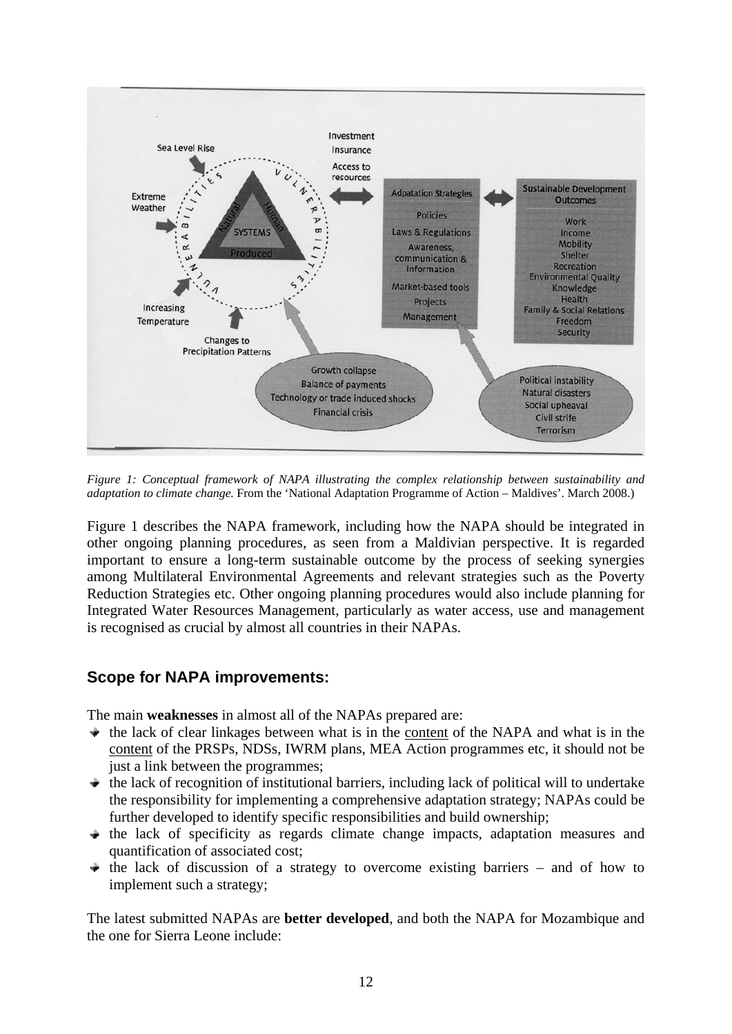*Figure 1: Conceptual framework of NAPA illustrating the complex relationship between sustainability and adaptation to climate change.* From the 'National Adaptation Programme of Action – Maldives'. March 2008.)

Figure 1 describes the NAPA framework, including how the NAPA should be integrated in other ongoing planning procedures, as seen from a Maldivian perspective. It is regarded important to ensure a long-term sustainable outcome by the process of seeking synergies among Multilateral Environmental Agreements and relevant strategies such as the Poverty Reduction Strategies etc. Other ongoing planning procedures would also include planning for Integrated Water Resources Management, particularly as water access, use and management is recognised as crucial by almost all countries in their NAPAs.

## Scope for NAPA improvements:

The main **weaknesses** in almost all of the NAPAs prepared are:

- the lack of clear linkages between what is in the content of the NAPA and what is in the content of the PRSPs, NDSs, IWRM plans, MEA Action programmes etc, it should not be just a link between the programmes;
- the lack of recognition of institutional barriers, including lack of political will to undertake the responsibility for implementing a comprehensive adaptation strategy; NAPAs could be further developed to identify specific responsibilities and build ownership;
- the lack of specificity as regards climate change impacts, adaptation measures and quantification of associated cost;
- the lack of discussion of a strategy to overcome existing barriers – and of how to implement such a strategy;

The latest submitted NAPAs are **better developed**, and both the NAPA for Mozambique and the one for Sierra Leone include: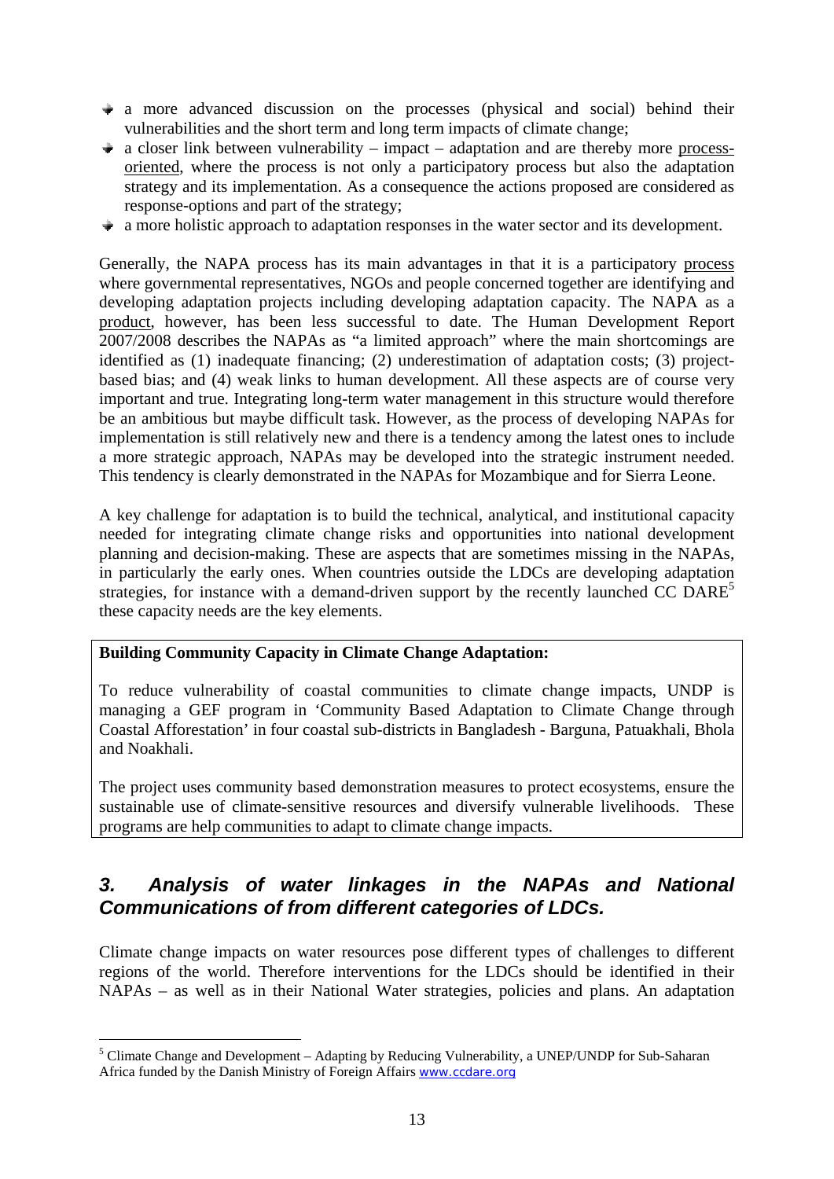- a more advanced discussion on the processes (physical and social) behind their vulnerabilities and the short term and long term impacts of climate change;
- a closer link between vulnerability – impact – adaptation and are thereby more process-oriented, where the process is not only a participatory process but also the adaptation strategy and its implementation. As a consequence the actions proposed are considered as response-options and part of the strategy;
- a more holistic approach to adaptation responses in the water sector and its development.

Generally, the NAPA process has its main advantages in that it is a participatory process where governmental representatives, NGOs and people concerned together are identifying and developing adaptation projects including developing adaptation capacity. The NAPA as a product, however, has been less successful to date. The Human Development Report 2007/2008 describes the NAPAs as "a limited approach" where the main shortcomings are identified as (1) inadequate financing; (2) underestimation of adaptation costs; (3) project-based bias; and (4) weak links to human development. All these aspects are of course very important and true. Integrating long-term water management in this structure would therefore be an ambitious but maybe difficult task. However, as the process of developing NAPAs for implementation is still relatively new and there is a tendency among the latest ones to include a more strategic approach, NAPAs may be developed into the strategic instrument needed. This tendency is clearly demonstrated in the NAPAs for Mozambique and for Sierra Leone.

A key challenge for adaptation is to build the technical, analytical, and institutional capacity needed for integrating climate change risks and opportunities into national development planning and decision-making. These are aspects that are sometimes missing in the NAPAs, in particularly the early ones. When countries outside the LDCs are developing adaptation strategies, for instance with a demand-driven support by the recently launched CC DARE[5] these capacity needs are the key elements.

**Building Community Capacity in Climate Change Adaptation:**

To reduce vulnerability of coastal communities to climate change impacts, UNDP is managing a GEF program in 'Community Based Adaptation to Climate Change through Coastal Afforestation' in four coastal sub-districts in Bangladesh - Barguna, Patuakhali, Bhola and Noakhali.

The project uses community based demonstration measures to protect ecosystems, ensure the sustainable use of climate-sensitive resources and diversify vulnerable livelihoods. These programs are help communities to adapt to climate change impacts.

## *3. Analysis of water linkages in the NAPAs and National Communications of from different categories of LDCs.*

Climate change impacts on water resources pose different types of challenges to different regions of the world. Therefore interventions for the LDCs should be identified in their NAPAs – as well as in their National Water strategies, policies and plans. An adaptation

[5] Climate Change and Development – Adapting by Reducing Vulnerability, a UNEP/UNDP for Sub-Saharan Africa funded by the Danish Ministry of Foreign Affairs www.ccdare.org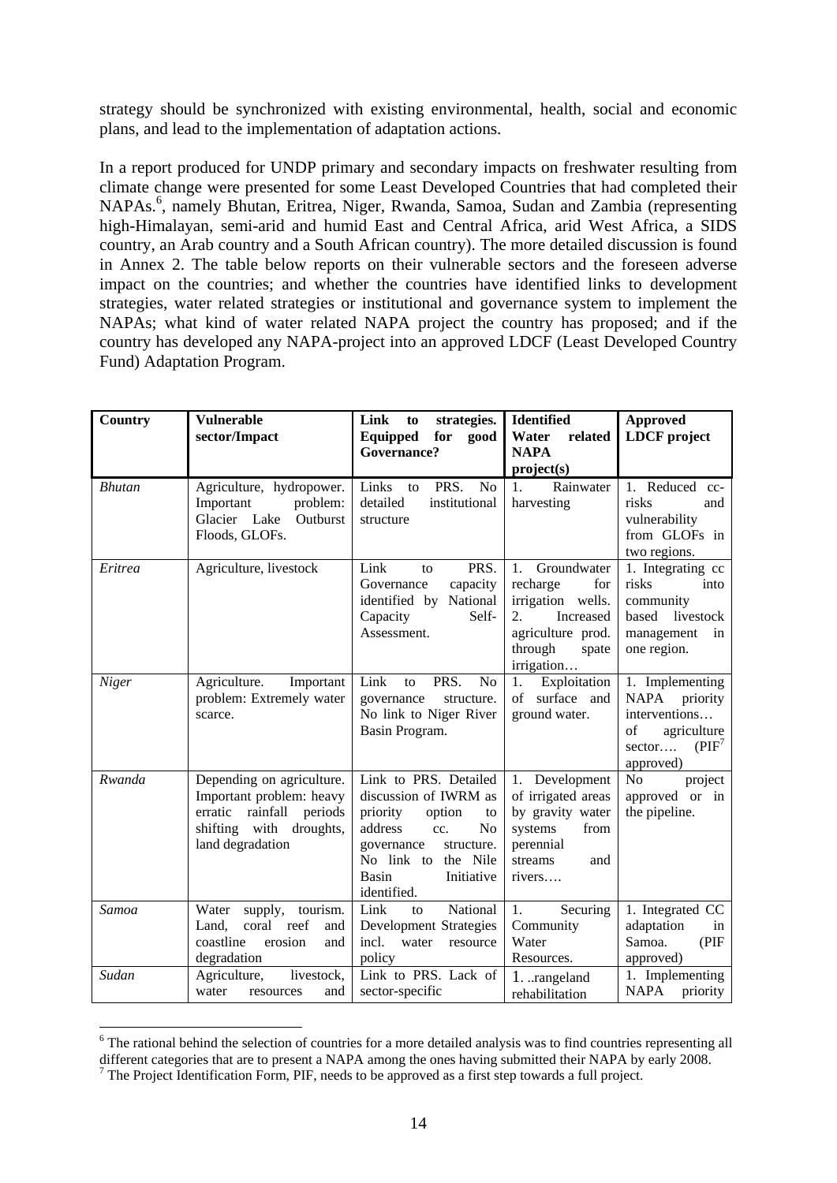strategy should be synchronized with existing environmental, health, social and economic plans, and lead to the implementation of adaptation actions.

In a report produced for UNDP primary and secondary impacts on freshwater resulting from climate change were presented for some Least Developed Countries that had completed their NAPAs.[6], namely Bhutan, Eritrea, Niger, Rwanda, Samoa, Sudan and Zambia (representing high-Himalayan, semi-arid and humid East and Central Africa, arid West Africa, a SIDS country, an Arab country and a South African country). The more detailed discussion is found in Annex 2. The table below reports on their vulnerable sectors and the foreseen adverse impact on the countries; and whether the countries have identified links to development strategies, water related strategies or institutional and governance system to implement the NAPAs; what kind of water related NAPA project the country has proposed; and if the country has developed any NAPA-project into an approved LDCF (Least Developed Country Fund) Adaptation Program.

| Country | Vulnerable sector/Impact | Link to strategies. Equipped for good Governance? | Identified Water related NAPA project(s) | Approved LDCF project |
|---|---|---|---|---|
| *Bhutan* | Agriculture, hydropower. Important problem: Glacier Lake Outburst Floods, GLOFs. | Links to PRS. No detailed institutional structure | 1. Rainwater harvesting | 1. Reduced cc-risks and vulnerability from GLOFs in two regions. |
| *Eritrea* | Agriculture, livestock | Link to PRS. Governance capacity identified by National Capacity Self-Assessment. | 1. Groundwater recharge for irrigation wells. 2. Increased agriculture prod. through spate irrigation… | 1. Integrating cc risks into community based livestock management in one region. |
| *Niger* | Agriculture. Important problem: Extremely water scarce. | Link to PRS. No governance structure. No link to Niger River Basin Program. | 1. Exploitation of surface and ground water. | 1. Implementing NAPA priority interventions… of agriculture sector…. (PIF[7] approved) |
| *Rwanda* | Depending on agriculture. Important problem: heavy erratic rainfall periods shifting with droughts, land degradation | Link to PRS. Detailed discussion of IWRM as priority option to address cc. No governance structure. No link to the Nile Basin Initiative identified. | 1. Development of irrigated areas by gravity water systems from perennial streams and rivers…. | No project approved or in the pipeline. |
| *Samoa* | Water supply, tourism. Land, coral reef and coastline erosion and degradation | Link to National Development Strategies incl. water resource policy | 1. Securing Community Water Resources. | 1. Integrated CC adaptation in Samoa. (PIF approved) |
| *Sudan* | Agriculture, livestock, water resources and | Link to PRS. Lack of sector-specific | 1. ..rangeland rehabilitation | 1. Implementing NAPA priority |

[6] The rational behind the selection of countries for a more detailed analysis was to find countries representing all different categories that are to present a NAPA among the ones having submitted their NAPA by early 2008.

[7] The Project Identification Form, PIF, needs to be approved as a first step towards a full project.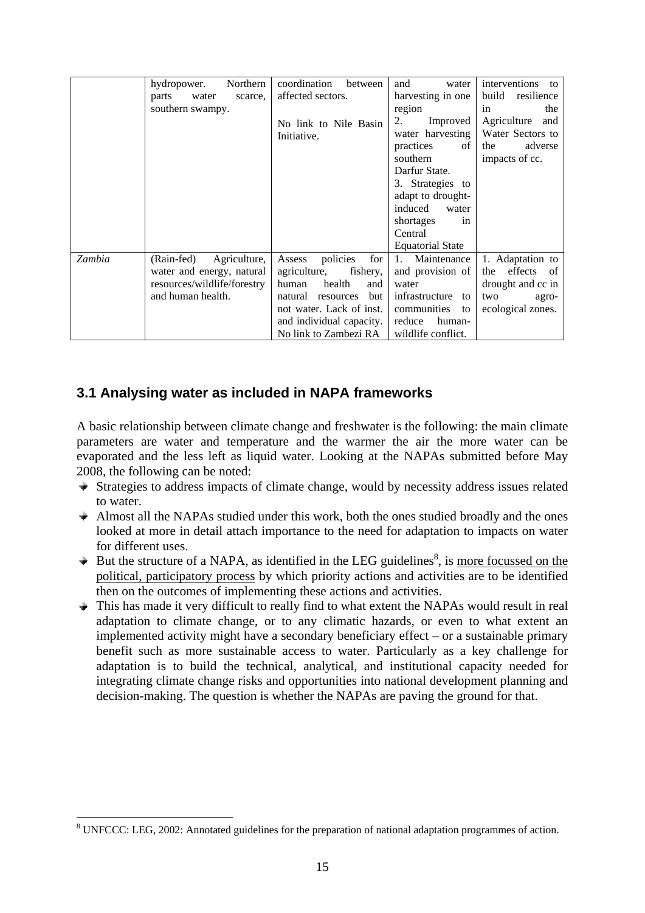|  | hydropower. Northern parts water scarce, southern swampy. | coordination between affected sectors.<br><br>No link to Nile Basin Initiative. | and water harvesting in one region<br>2. Improved water harvesting practices of southern Darfur State.<br>3. Strategies to adapt to drought-induced water shortages in Central Equatorial State | interventions to build resilience in the Agriculture and Water Sectors to the adverse impacts of cc. |
|---|---|---|---|---|
| *Zambia* | (Rain-fed) Agriculture, water and energy, natural resources/wildlife/forestry and human health. | Assess policies for agriculture, fishery, human health and natural resources but not water. Lack of inst. and individual capacity. No link to Zambezi RA | 1. Maintenance and provision of water infrastructure to communities to reduce human-wildlife conflict. | 1. Adaptation to the effects of drought and cc in two agro-ecological zones. |

## 3.1 Analysing water as included in NAPA frameworks

A basic relationship between climate change and freshwater is the following: the main climate parameters are water and temperature and the warmer the air the more water can be evaporated and the less left as liquid water. Looking at the NAPAs submitted before May 2008, the following can be noted:

- Strategies to address impacts of climate change, would by necessity address issues related to water.
- Almost all the NAPAs studied under this work, both the ones studied broadly and the ones looked at more in detail attach importance to the need for adaptation to impacts on water for different uses.
- But the structure of a NAPA, as identified in the LEG guidelines[8], is more focussed on the political, participatory process by which priority actions and activities are to be identified then on the outcomes of implementing these actions and activities.
- This has made it very difficult to really find to what extent the NAPAs would result in real adaptation to climate change, or to any climatic hazards, or even to what extent an implemented activity might have a secondary beneficiary effect – or a sustainable primary benefit such as more sustainable access to water. Particularly as a key challenge for adaptation is to build the technical, analytical, and institutional capacity needed for integrating climate change risks and opportunities into national development planning and decision-making. The question is whether the NAPAs are paving the ground for that.

[8] UNFCCC: LEG, 2002: Annotated guidelines for the preparation of national adaptation programmes of action.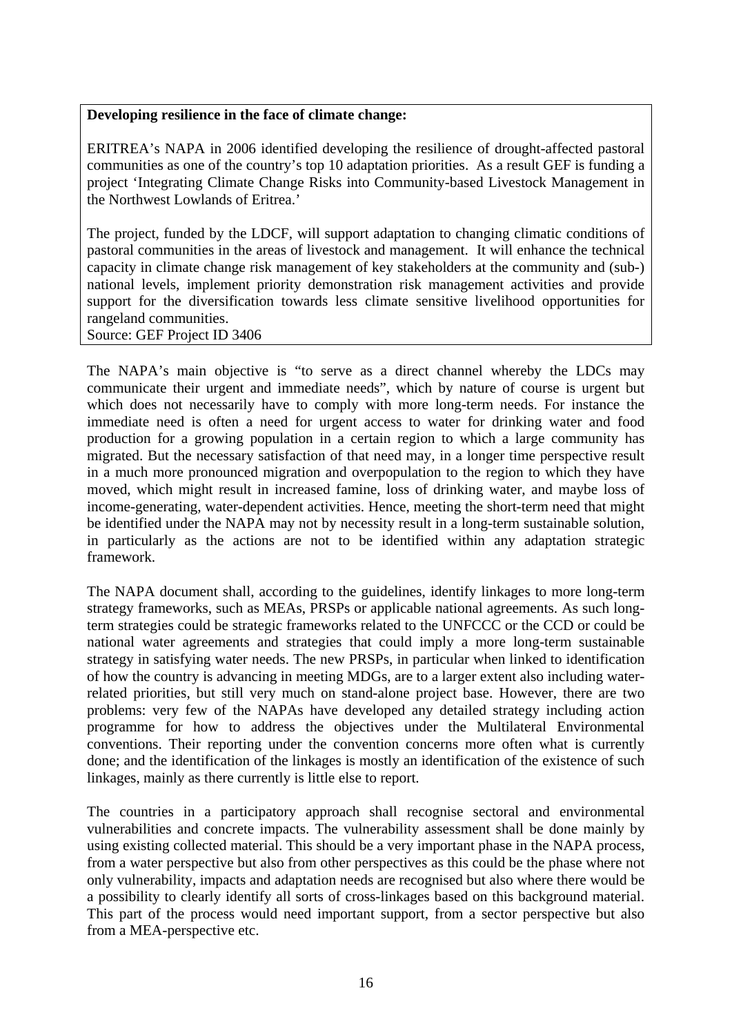**Developing resilience in the face of climate change:**

ERITREA's NAPA in 2006 identified developing the resilience of drought-affected pastoral communities as one of the country's top 10 adaptation priorities. As a result GEF is funding a project 'Integrating Climate Change Risks into Community-based Livestock Management in the Northwest Lowlands of Eritrea.'

The project, funded by the LDCF, will support adaptation to changing climatic conditions of pastoral communities in the areas of livestock and management. It will enhance the technical capacity in climate change risk management of key stakeholders at the community and (sub-) national levels, implement priority demonstration risk management activities and provide support for the diversification towards less climate sensitive livelihood opportunities for rangeland communities.
Source: GEF Project ID 3406

The NAPA's main objective is "to serve as a direct channel whereby the LDCs may communicate their urgent and immediate needs", which by nature of course is urgent but which does not necessarily have to comply with more long-term needs. For instance the immediate need is often a need for urgent access to water for drinking water and food production for a growing population in a certain region to which a large community has migrated. But the necessary satisfaction of that need may, in a longer time perspective result in a much more pronounced migration and overpopulation to the region to which they have moved, which might result in increased famine, loss of drinking water, and maybe loss of income-generating, water-dependent activities. Hence, meeting the short-term need that might be identified under the NAPA may not by necessity result in a long-term sustainable solution, in particularly as the actions are not to be identified within any adaptation strategic framework.

The NAPA document shall, according to the guidelines, identify linkages to more long-term strategy frameworks, such as MEAs, PRSPs or applicable national agreements. As such long-term strategies could be strategic frameworks related to the UNFCCC or the CCD or could be national water agreements and strategies that could imply a more long-term sustainable strategy in satisfying water needs. The new PRSPs, in particular when linked to identification of how the country is advancing in meeting MDGs, are to a larger extent also including water-related priorities, but still very much on stand-alone project base. However, there are two problems: very few of the NAPAs have developed any detailed strategy including action programme for how to address the objectives under the Multilateral Environmental conventions. Their reporting under the convention concerns more often what is currently done; and the identification of the linkages is mostly an identification of the existence of such linkages, mainly as there currently is little else to report.

The countries in a participatory approach shall recognise sectoral and environmental vulnerabilities and concrete impacts. The vulnerability assessment shall be done mainly by using existing collected material. This should be a very important phase in the NAPA process, from a water perspective but also from other perspectives as this could be the phase where not only vulnerability, impacts and adaptation needs are recognised but also where there would be a possibility to clearly identify all sorts of cross-linkages based on this background material. This part of the process would need important support, from a sector perspective but also from a MEA-perspective etc.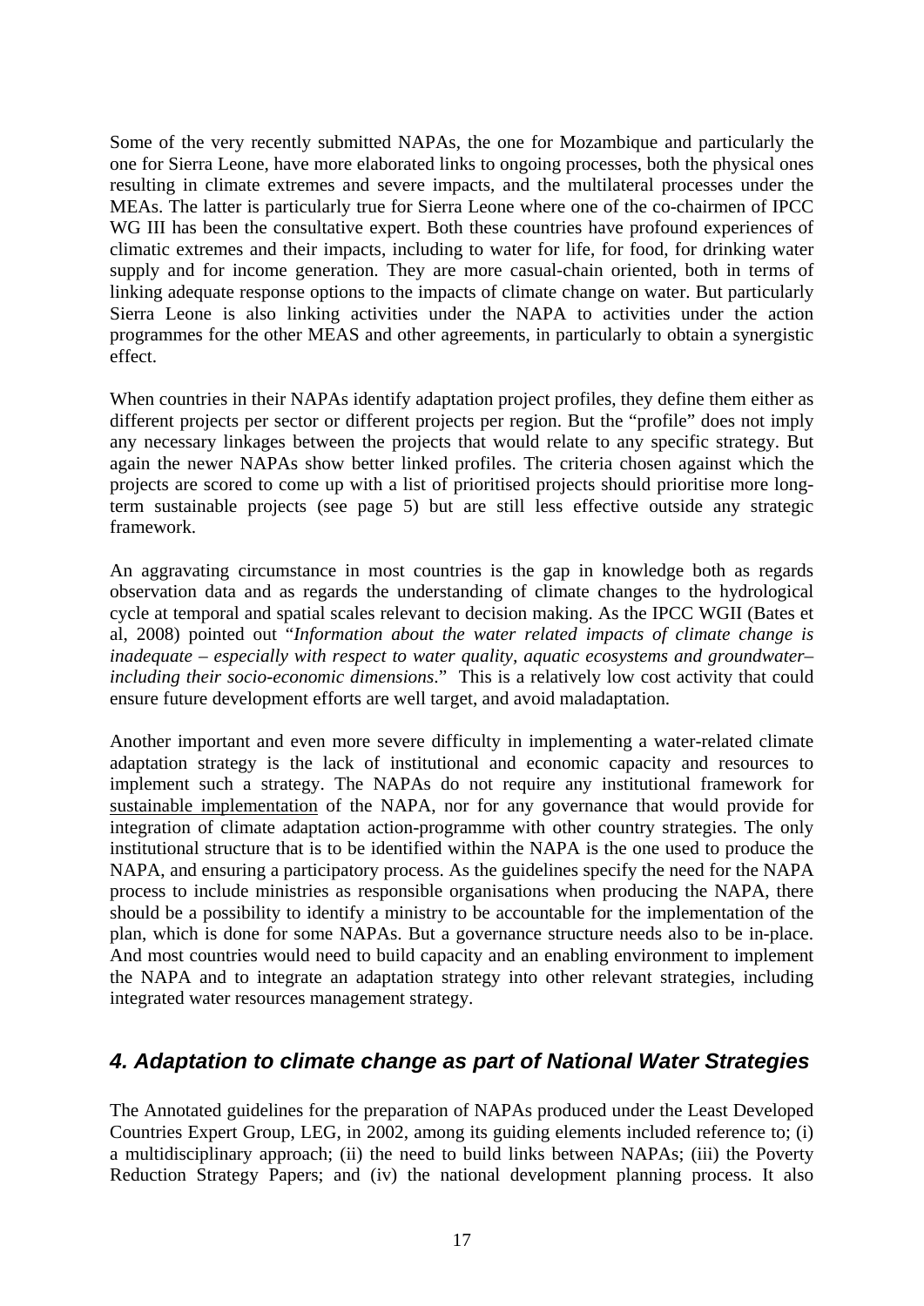Some of the very recently submitted NAPAs, the one for Mozambique and particularly the one for Sierra Leone, have more elaborated links to ongoing processes, both the physical ones resulting in climate extremes and severe impacts, and the multilateral processes under the MEAs. The latter is particularly true for Sierra Leone where one of the co-chairmen of IPCC WG III has been the consultative expert. Both these countries have profound experiences of climatic extremes and their impacts, including to water for life, for food, for drinking water supply and for income generation. They are more casual-chain oriented, both in terms of linking adequate response options to the impacts of climate change on water. But particularly Sierra Leone is also linking activities under the NAPA to activities under the action programmes for the other MEAS and other agreements, in particularly to obtain a synergistic effect.

When countries in their NAPAs identify adaptation project profiles, they define them either as different projects per sector or different projects per region. But the "profile" does not imply any necessary linkages between the projects that would relate to any specific strategy. But again the newer NAPAs show better linked profiles. The criteria chosen against which the projects are scored to come up with a list of prioritised projects should prioritise more long-term sustainable projects (see page 5) but are still less effective outside any strategic framework.

An aggravating circumstance in most countries is the gap in knowledge both as regards observation data and as regards the understanding of climate changes to the hydrological cycle at temporal and spatial scales relevant to decision making. As the IPCC WGII (Bates et al, 2008) pointed out "*Information about the water related impacts of climate change is inadequate – especially with respect to water quality, aquatic ecosystems and groundwater– including their socio-economic dimensions*." This is a relatively low cost activity that could ensure future development efforts are well target, and avoid maladaptation.

Another important and even more severe difficulty in implementing a water-related climate adaptation strategy is the lack of institutional and economic capacity and resources to implement such a strategy. The NAPAs do not require any institutional framework for <u>sustainable implementation</u> of the NAPA, nor for any governance that would provide for integration of climate adaptation action-programme with other country strategies. The only institutional structure that is to be identified within the NAPA is the one used to produce the NAPA, and ensuring a participatory process. As the guidelines specify the need for the NAPA process to include ministries as responsible organisations when producing the NAPA, there should be a possibility to identify a ministry to be accountable for the implementation of the plan, which is done for some NAPAs. But a governance structure needs also to be in-place. And most countries would need to build capacity and an enabling environment to implement the NAPA and to integrate an adaptation strategy into other relevant strategies, including integrated water resources management strategy.

## *4. Adaptation to climate change as part of National Water Strategies*

The Annotated guidelines for the preparation of NAPAs produced under the Least Developed Countries Expert Group, LEG, in 2002, among its guiding elements included reference to; (i) a multidisciplinary approach; (ii) the need to build links between NAPAs; (iii) the Poverty Reduction Strategy Papers; and (iv) the national development planning process. It also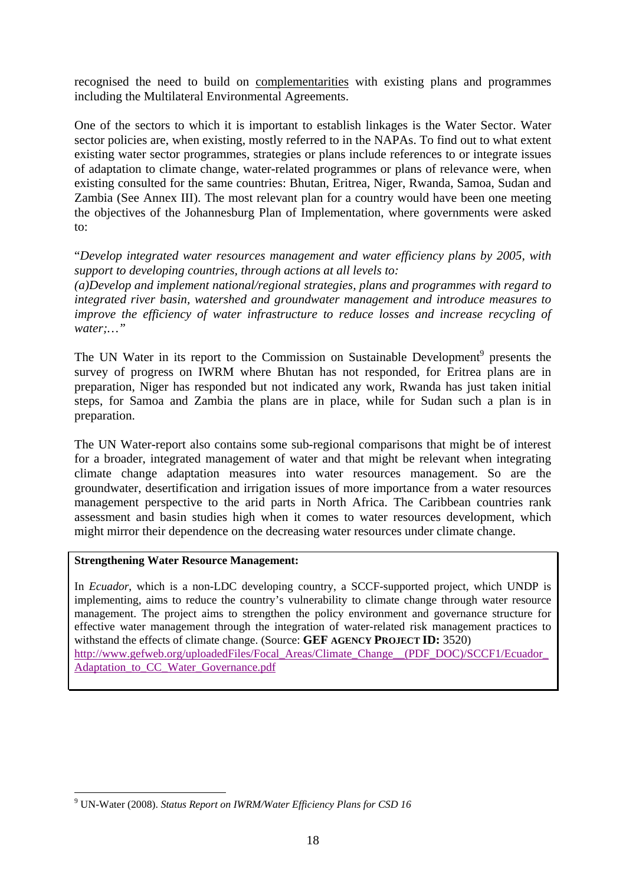recognised the need to build on complementarities with existing plans and programmes including the Multilateral Environmental Agreements.

One of the sectors to which it is important to establish linkages is the Water Sector. Water sector policies are, when existing, mostly referred to in the NAPAs. To find out to what extent existing water sector programmes, strategies or plans include references to or integrate issues of adaptation to climate change, water-related programmes or plans of relevance were, when existing consulted for the same countries: Bhutan, Eritrea, Niger, Rwanda, Samoa, Sudan and Zambia (See Annex III). The most relevant plan for a country would have been one meeting the objectives of the Johannesburg Plan of Implementation, where governments were asked to:

"*Develop integrated water resources management and water efficiency plans by 2005, with support to developing countries, through actions at all levels to:*
*(a)Develop and implement national/regional strategies, plans and programmes with regard to integrated river basin, watershed and groundwater management and introduce measures to improve the efficiency of water infrastructure to reduce losses and increase recycling of water;…"*

The UN Water in its report to the Commission on Sustainable Development[9] presents the survey of progress on IWRM where Bhutan has not responded, for Eritrea plans are in preparation, Niger has responded but not indicated any work, Rwanda has just taken initial steps, for Samoa and Zambia the plans are in place, while for Sudan such a plan is in preparation.

The UN Water-report also contains some sub-regional comparisons that might be of interest for a broader, integrated management of water and that might be relevant when integrating climate change adaptation measures into water resources management. So are the groundwater, desertification and irrigation issues of more importance from a water resources management perspective to the arid parts in North Africa. The Caribbean countries rank assessment and basin studies high when it comes to water resources development, which might mirror their dependence on the decreasing water resources under climate change.

**Strengthening Water Resource Management:**

In *Ecuador*, which is a non-LDC developing country, a SCCF-supported project, which UNDP is implementing, aims to reduce the country's vulnerability to climate change through water resource management. The project aims to strengthen the policy environment and governance structure for effective water management through the integration of water-related risk management practices to withstand the effects of climate change. (Source: **GEF AGENCY PROJECT ID:** 3520)
http://www.gefweb.org/uploadedFiles/Focal_Areas/Climate_Change__(PDF_DOC)/SCCF1/Ecuador_Adaptation_to_CC_Water_Governance.pdf

[9] UN-Water (2008). *Status Report on IWRM/Water Efficiency Plans for CSD 16*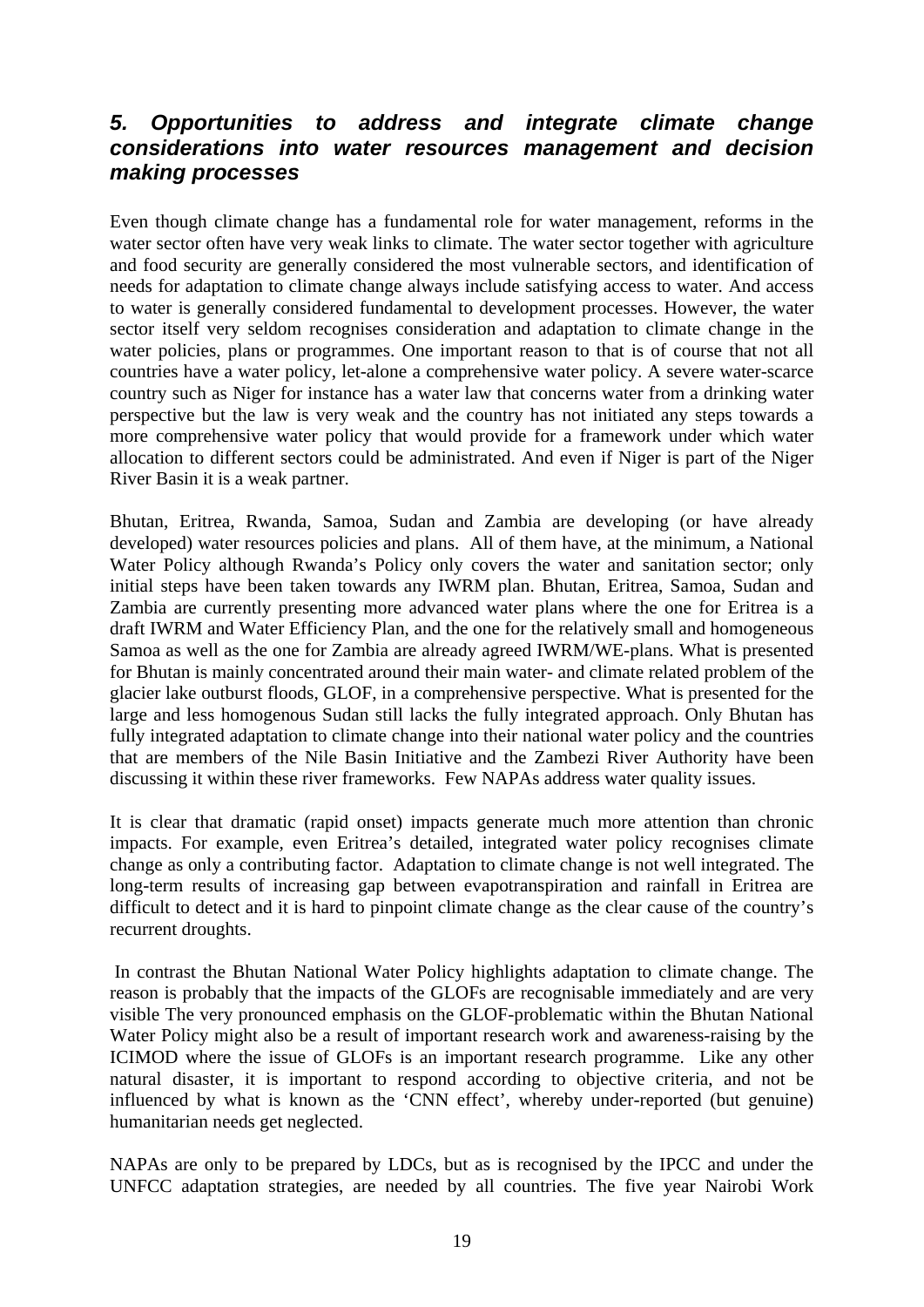## *5. Opportunities to address and integrate climate change considerations into water resources management and decision making processes*

Even though climate change has a fundamental role for water management, reforms in the water sector often have very weak links to climate. The water sector together with agriculture and food security are generally considered the most vulnerable sectors, and identification of needs for adaptation to climate change always include satisfying access to water. And access to water is generally considered fundamental to development processes. However, the water sector itself very seldom recognises consideration and adaptation to climate change in the water policies, plans or programmes. One important reason to that is of course that not all countries have a water policy, let-alone a comprehensive water policy. A severe water-scarce country such as Niger for instance has a water law that concerns water from a drinking water perspective but the law is very weak and the country has not initiated any steps towards a more comprehensive water policy that would provide for a framework under which water allocation to different sectors could be administrated. And even if Niger is part of the Niger River Basin it is a weak partner.

Bhutan, Eritrea, Rwanda, Samoa, Sudan and Zambia are developing (or have already developed) water resources policies and plans. All of them have, at the minimum, a National Water Policy although Rwanda's Policy only covers the water and sanitation sector; only initial steps have been taken towards any IWRM plan. Bhutan, Eritrea, Samoa, Sudan and Zambia are currently presenting more advanced water plans where the one for Eritrea is a draft IWRM and Water Efficiency Plan, and the one for the relatively small and homogeneous Samoa as well as the one for Zambia are already agreed IWRM/WE-plans. What is presented for Bhutan is mainly concentrated around their main water- and climate related problem of the glacier lake outburst floods, GLOF, in a comprehensive perspective. What is presented for the large and less homogenous Sudan still lacks the fully integrated approach. Only Bhutan has fully integrated adaptation to climate change into their national water policy and the countries that are members of the Nile Basin Initiative and the Zambezi River Authority have been discussing it within these river frameworks. Few NAPAs address water quality issues.

It is clear that dramatic (rapid onset) impacts generate much more attention than chronic impacts. For example, even Eritrea's detailed, integrated water policy recognises climate change as only a contributing factor. Adaptation to climate change is not well integrated. The long-term results of increasing gap between evapotranspiration and rainfall in Eritrea are difficult to detect and it is hard to pinpoint climate change as the clear cause of the country's recurrent droughts.

In contrast the Bhutan National Water Policy highlights adaptation to climate change. The reason is probably that the impacts of the GLOFs are recognisable immediately and are very visible The very pronounced emphasis on the GLOF-problematic within the Bhutan National Water Policy might also be a result of important research work and awareness-raising by the ICIMOD where the issue of GLOFs is an important research programme. Like any other natural disaster, it is important to respond according to objective criteria, and not be influenced by what is known as the 'CNN effect', whereby under-reported (but genuine) humanitarian needs get neglected.

NAPAs are only to be prepared by LDCs, but as is recognised by the IPCC and under the UNFCC adaptation strategies, are needed by all countries. The five year Nairobi Work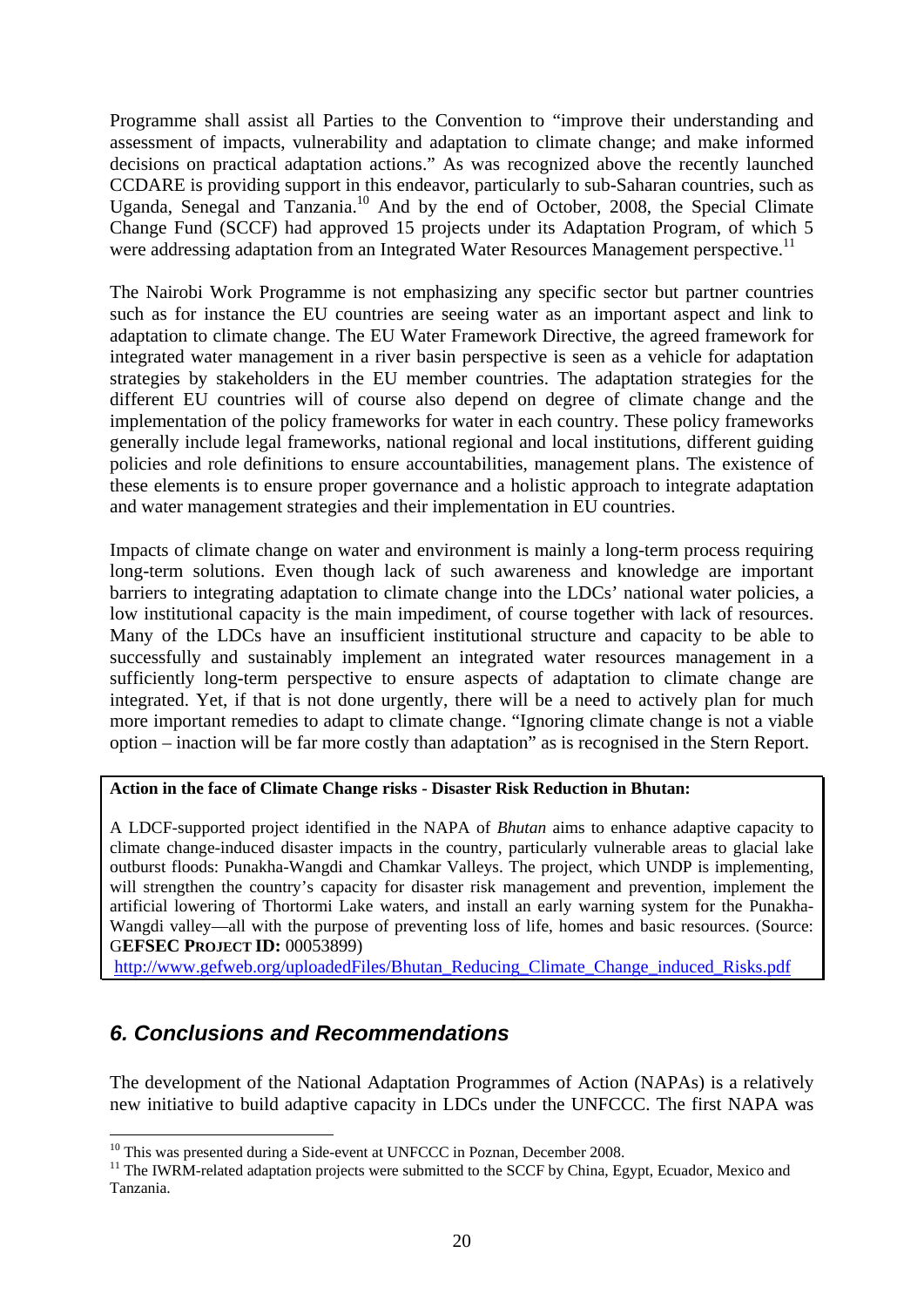Programme shall assist all Parties to the Convention to "improve their understanding and assessment of impacts, vulnerability and adaptation to climate change; and make informed decisions on practical adaptation actions." As was recognized above the recently launched CCDARE is providing support in this endeavor, particularly to sub-Saharan countries, such as Uganda, Senegal and Tanzania.[10] And by the end of October, 2008, the Special Climate Change Fund (SCCF) had approved 15 projects under its Adaptation Program, of which 5 were addressing adaptation from an Integrated Water Resources Management perspective.[11]

The Nairobi Work Programme is not emphasizing any specific sector but partner countries such as for instance the EU countries are seeing water as an important aspect and link to adaptation to climate change. The EU Water Framework Directive, the agreed framework for integrated water management in a river basin perspective is seen as a vehicle for adaptation strategies by stakeholders in the EU member countries. The adaptation strategies for the different EU countries will of course also depend on degree of climate change and the implementation of the policy frameworks for water in each country. These policy frameworks generally include legal frameworks, national regional and local institutions, different guiding policies and role definitions to ensure accountabilities, management plans. The existence of these elements is to ensure proper governance and a holistic approach to integrate adaptation and water management strategies and their implementation in EU countries.

Impacts of climate change on water and environment is mainly a long-term process requiring long-term solutions. Even though lack of such awareness and knowledge are important barriers to integrating adaptation to climate change into the LDCs' national water policies, a low institutional capacity is the main impediment, of course together with lack of resources. Many of the LDCs have an insufficient institutional structure and capacity to be able to successfully and sustainably implement an integrated water resources management in a sufficiently long-term perspective to ensure aspects of adaptation to climate change are integrated. Yet, if that is not done urgently, there will be a need to actively plan for much more important remedies to adapt to climate change. "Ignoring climate change is not a viable option – inaction will be far more costly than adaptation" as is recognised in the Stern Report.

**Action in the face of Climate Change risks - Disaster Risk Reduction in Bhutan:**

A LDCF-supported project identified in the NAPA of *Bhutan* aims to enhance adaptive capacity to climate change-induced disaster impacts in the country, particularly vulnerable areas to glacial lake outburst floods: Punakha-Wangdi and Chamkar Valleys. The project, which UNDP is implementing, will strengthen the country's capacity for disaster risk management and prevention, implement the artificial lowering of Thortormi Lake waters, and install an early warning system for the Punakha-Wangdi valley—all with the purpose of preventing loss of life, homes and basic resources. (Source: G**EFSEC PROJECT ID:** 00053899)

http://www.gefweb.org/uploadedFiles/Bhutan_Reducing_Climate_Change_induced_Risks.pdf

## *6. Conclusions and Recommendations*

The development of the National Adaptation Programmes of Action (NAPAs) is a relatively new initiative to build adaptive capacity in LDCs under the UNFCCC. The first NAPA was

[10] This was presented during a Side-event at UNFCCC in Poznan, December 2008.

[11] The IWRM-related adaptation projects were submitted to the SCCF by China, Egypt, Ecuador, Mexico and Tanzania.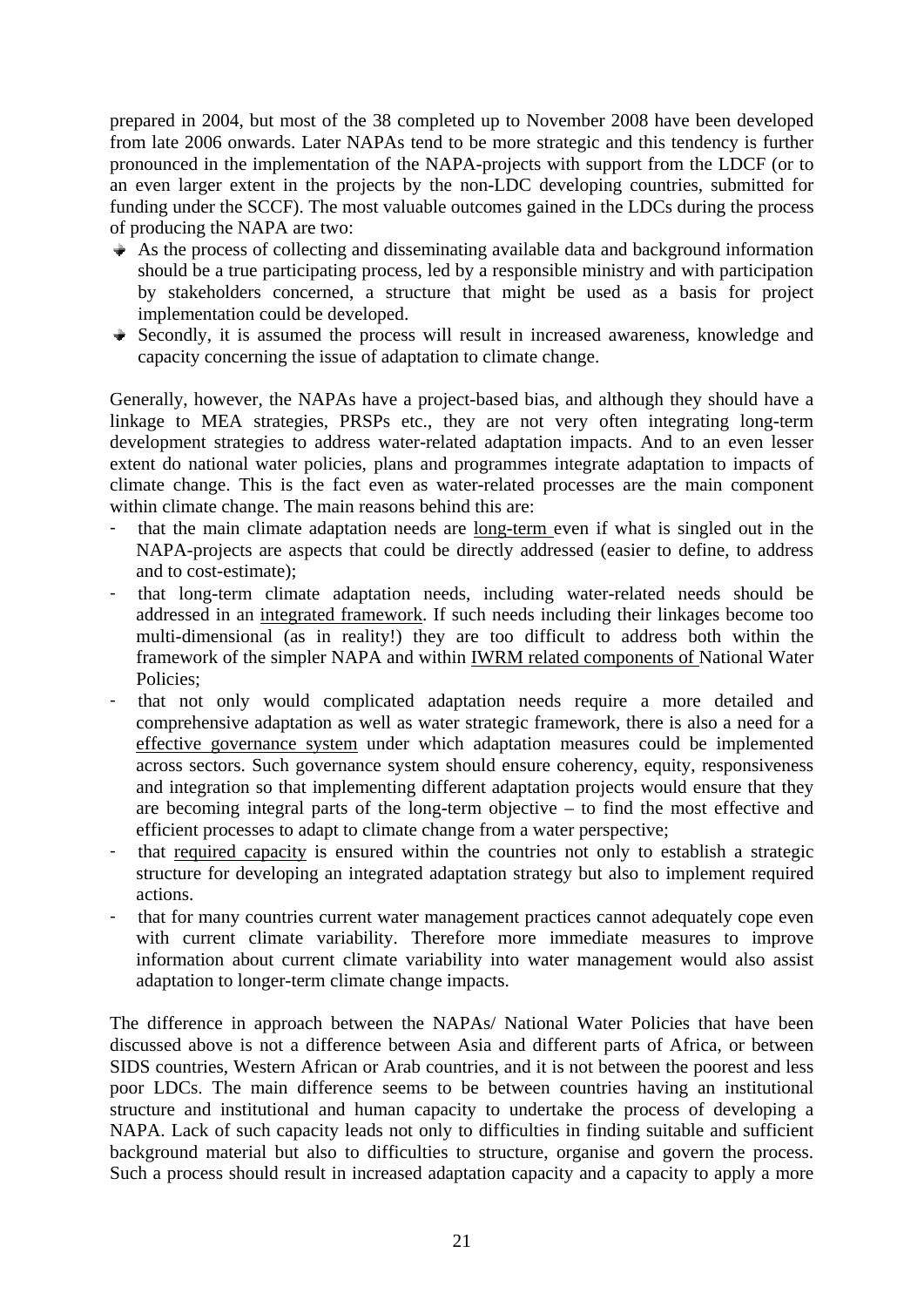prepared in 2004, but most of the 38 completed up to November 2008 have been developed from late 2006 onwards. Later NAPAs tend to be more strategic and this tendency is further pronounced in the implementation of the NAPA-projects with support from the LDCF (or to an even larger extent in the projects by the non-LDC developing countries, submitted for funding under the SCCF). The most valuable outcomes gained in the LDCs during the process of producing the NAPA are two:

- As the process of collecting and disseminating available data and background information should be a true participating process, led by a responsible ministry and with participation by stakeholders concerned, a structure that might be used as a basis for project implementation could be developed.
- Secondly, it is assumed the process will result in increased awareness, knowledge and capacity concerning the issue of adaptation to climate change.

Generally, however, the NAPAs have a project-based bias, and although they should have a linkage to MEA strategies, PRSPs etc., they are not very often integrating long-term development strategies to address water-related adaptation impacts. And to an even lesser extent do national water policies, plans and programmes integrate adaptation to impacts of climate change. This is the fact even as water-related processes are the main component within climate change. The main reasons behind this are:

- that the main climate adaptation needs are <u>long-term</u> even if what is singled out in the NAPA-projects are aspects that could be directly addressed (easier to define, to address and to cost-estimate);
- that long-term climate adaptation needs, including water-related needs should be addressed in an <u>integrated framework</u>. If such needs including their linkages become too multi-dimensional (as in reality!) they are too difficult to address both within the framework of the simpler NAPA and within <u>IWRM related components of</u> National Water Policies;
- that not only would complicated adaptation needs require a more detailed and comprehensive adaptation as well as water strategic framework, there is also a need for a <u>effective governance system</u> under which adaptation measures could be implemented across sectors. Such governance system should ensure coherency, equity, responsiveness and integration so that implementing different adaptation projects would ensure that they are becoming integral parts of the long-term objective – to find the most effective and efficient processes to adapt to climate change from a water perspective;
- that <u>required capacity</u> is ensured within the countries not only to establish a strategic structure for developing an integrated adaptation strategy but also to implement required actions.
- that for many countries current water management practices cannot adequately cope even with current climate variability. Therefore more immediate measures to improve information about current climate variability into water management would also assist adaptation to longer-term climate change impacts.

The difference in approach between the NAPAs/ National Water Policies that have been discussed above is not a difference between Asia and different parts of Africa, or between SIDS countries, Western African or Arab countries, and it is not between the poorest and less poor LDCs. The main difference seems to be between countries having an institutional structure and institutional and human capacity to undertake the process of developing a NAPA. Lack of such capacity leads not only to difficulties in finding suitable and sufficient background material but also to difficulties to structure, organise and govern the process. Such a process should result in increased adaptation capacity and a capacity to apply a more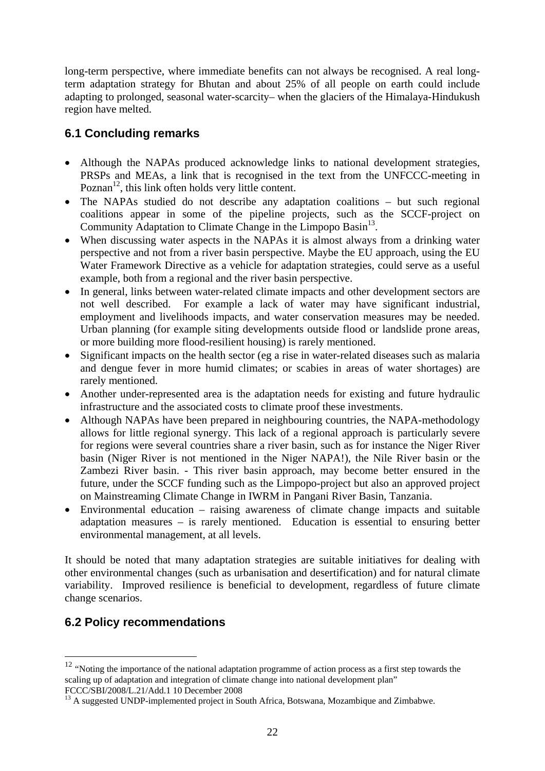long-term perspective, where immediate benefits can not always be recognised. A real long-term adaptation strategy for Bhutan and about 25% of all people on earth could include adapting to prolonged, seasonal water-scarcity– when the glaciers of the Himalaya-Hindukush region have melted.

## 6.1 Concluding remarks

- Although the NAPAs produced acknowledge links to national development strategies, PRSPs and MEAs, a link that is recognised in the text from the UNFCCC-meeting in Poznan[12], this link often holds very little content.
- The NAPAs studied do not describe any adaptation coalitions – but such regional coalitions appear in some of the pipeline projects, such as the SCCF-project on Community Adaptation to Climate Change in the Limpopo Basin[13].
- When discussing water aspects in the NAPAs it is almost always from a drinking water perspective and not from a river basin perspective. Maybe the EU approach, using the EU Water Framework Directive as a vehicle for adaptation strategies, could serve as a useful example, both from a regional and the river basin perspective.
- In general, links between water-related climate impacts and other development sectors are not well described. For example a lack of water may have significant industrial, employment and livelihoods impacts, and water conservation measures may be needed. Urban planning (for example siting developments outside flood or landslide prone areas, or more building more flood-resilient housing) is rarely mentioned.
- Significant impacts on the health sector (eg a rise in water-related diseases such as malaria and dengue fever in more humid climates; or scabies in areas of water shortages) are rarely mentioned.
- Another under-represented area is the adaptation needs for existing and future hydraulic infrastructure and the associated costs to climate proof these investments.
- Although NAPAs have been prepared in neighbouring countries, the NAPA-methodology allows for little regional synergy. This lack of a regional approach is particularly severe for regions were several countries share a river basin, such as for instance the Niger River basin (Niger River is not mentioned in the Niger NAPA!), the Nile River basin or the Zambezi River basin. - This river basin approach, may become better ensured in the future, under the SCCF funding such as the Limpopo-project but also an approved project on Mainstreaming Climate Change in IWRM in Pangani River Basin, Tanzania.
- Environmental education – raising awareness of climate change impacts and suitable adaptation measures – is rarely mentioned. Education is essential to ensuring better environmental management, at all levels.

It should be noted that many adaptation strategies are suitable initiatives for dealing with other environmental changes (such as urbanisation and desertification) and for natural climate variability. Improved resilience is beneficial to development, regardless of future climate change scenarios.

## 6.2 Policy recommendations

---

[12] "Noting the importance of the national adaptation programme of action process as a first step towards the scaling up of adaptation and integration of climate change into national development plan" FCCC/SBI/2008/L.21/Add.1 10 December 2008

[13] A suggested UNDP-implemented project in South Africa, Botswana, Mozambique and Zimbabwe.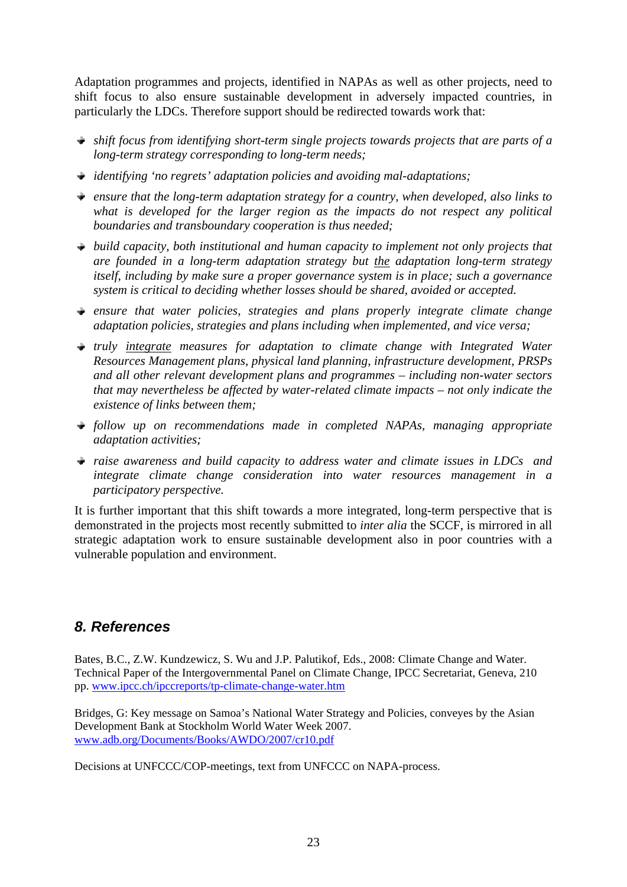Adaptation programmes and projects, identified in NAPAs as well as other projects, need to shift focus to also ensure sustainable development in adversely impacted countries, in particularly the LDCs. Therefore support should be redirected towards work that:

- *shift focus from identifying short-term single projects towards projects that are parts of a long-term strategy corresponding to long-term needs;*
- *identifying 'no regrets' adaptation policies and avoiding mal-adaptations;*
- *ensure that the long-term adaptation strategy for a country, when developed, also links to what is developed for the larger region as the impacts do not respect any political boundaries and transboundary cooperation is thus needed;*
- *build capacity, both institutional and human capacity to implement not only projects that are founded in a long-term adaptation strategy but <u>the</u> adaptation long-term strategy itself, including by make sure a proper governance system is in place; such a governance system is critical to deciding whether losses should be shared, avoided or accepted.*
- *ensure that water policies, strategies and plans properly integrate climate change adaptation policies, strategies and plans including when implemented, and vice versa;*
- *truly <u>integrate</u> measures for adaptation to climate change with Integrated Water Resources Management plans, physical land planning, infrastructure development, PRSPs and all other relevant development plans and programmes – including non-water sectors that may nevertheless be affected by water-related climate impacts – not only indicate the existence of links between them;*
- *follow up on recommendations made in completed NAPAs, managing appropriate adaptation activities;*
- *raise awareness and build capacity to address water and climate issues in LDCs and integrate climate change consideration into water resources management in a participatory perspective.*

It is further important that this shift towards a more integrated, long-term perspective that is demonstrated in the projects most recently submitted to *inter alia* the SCCF, is mirrored in all strategic adaptation work to ensure sustainable development also in poor countries with a vulnerable population and environment.

## *8. References*

Bates, B.C., Z.W. Kundzewicz, S. Wu and J.P. Palutikof, Eds., 2008: Climate Change and Water. Technical Paper of the Intergovernmental Panel on Climate Change, IPCC Secretariat, Geneva, 210 pp. www.ipcc.ch/ipccreports/tp-climate-change-water.htm

Bridges, G: Key message on Samoa's National Water Strategy and Policies, conveyes by the Asian Development Bank at Stockholm World Water Week 2007. www.adb.org/Documents/Books/AWDO/2007/cr10.pdf

Decisions at UNFCCC/COP-meetings, text from UNFCCC on NAPA-process.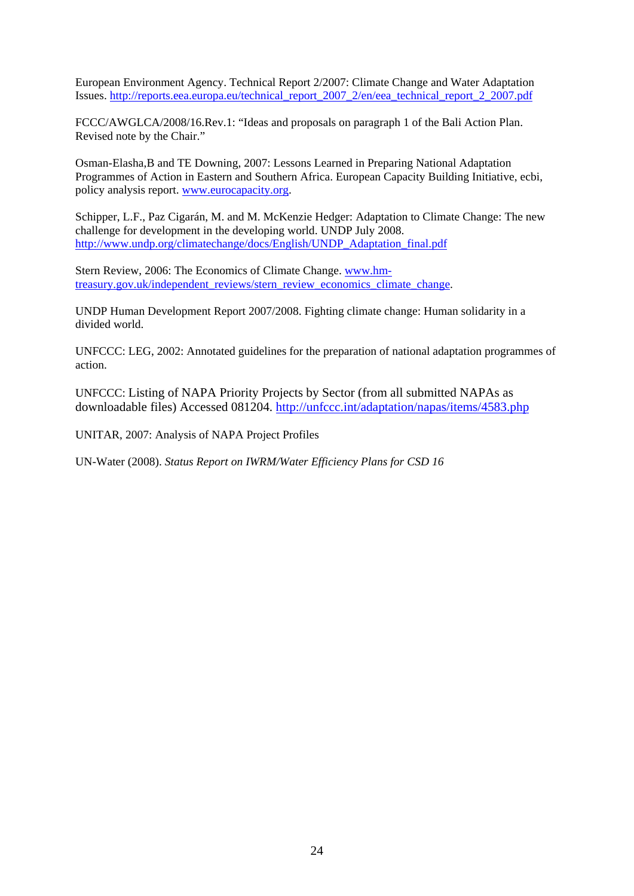European Environment Agency. Technical Report 2/2007: Climate Change and Water Adaptation Issues. http://reports.eea.europa.eu/technical_report_2007_2/en/eea_technical_report_2_2007.pdf

FCCC/AWGLCA/2008/16.Rev.1: "Ideas and proposals on paragraph 1 of the Bali Action Plan. Revised note by the Chair."

Osman-Elasha,B and TE Downing, 2007: Lessons Learned in Preparing National Adaptation Programmes of Action in Eastern and Southern Africa. European Capacity Building Initiative, ecbi, policy analysis report. www.eurocapacity.org.

Schipper, L.F., Paz Cigarán, M. and M. McKenzie Hedger: Adaptation to Climate Change: The new challenge for development in the developing world. UNDP July 2008. http://www.undp.org/climatechange/docs/English/UNDP_Adaptation_final.pdf

Stern Review, 2006: The Economics of Climate Change. www.hm-treasury.gov.uk/independent_reviews/stern_review_economics_climate_change.

UNDP Human Development Report 2007/2008. Fighting climate change: Human solidarity in a divided world.

UNFCCC: LEG, 2002: Annotated guidelines for the preparation of national adaptation programmes of action.

UNFCCC: Listing of NAPA Priority Projects by Sector (from all submitted NAPAs as downloadable files) Accessed 081204. http://unfccc.int/adaptation/napas/items/4583.php

UNITAR, 2007: Analysis of NAPA Project Profiles

UN-Water (2008). *Status Report on IWRM/Water Efficiency Plans for CSD 16*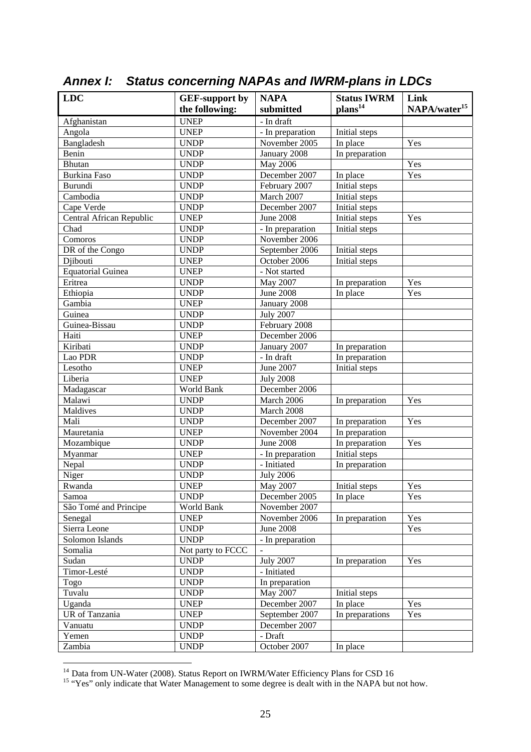## *Annex I: Status concerning NAPAs and IWRM-plans in LDCs*

| LDC | GEF-support by the following: | NAPA submitted | Status IWRM plans[14] | Link NAPA/water[15] |
|---|---|---|---|---|
| Afghanistan | UNEP | - In draft | | |
| Angola | UNEP | - In preparation | Initial steps | |
| Bangladesh | UNDP | November 2005 | In place | Yes |
| Benin | UNDP | January 2008 | In preparation | |
| Bhutan | UNDP | May 2006 | | Yes |
| Burkina Faso | UNDP | December 2007 | In place | Yes |
| Burundi | UNDP | February 2007 | Initial steps | |
| Cambodia | UNDP | March 2007 | Initial steps | |
| Cape Verde | UNDP | December 2007 | Initial steps | |
| Central African Republic | UNEP | June 2008 | Initial steps | Yes |
| Chad | UNDP | - In preparation | Initial steps | |
| Comoros | UNDP | November 2006 | | |
| DR of the Congo | UNDP | September 2006 | Initial steps | |
| Djibouti | UNEP | October 2006 | Initial steps | |
| Equatorial Guinea | UNEP | - Not started | | |
| Eritrea | UNDP | May 2007 | In preparation | Yes |
| Ethiopia | UNDP | June 2008 | In place | Yes |
| Gambia | UNEP | January 2008 | | |
| Guinea | UNDP | July 2007 | | |
| Guinea-Bissau | UNDP | February 2008 | | |
| Haiti | UNEP | December 2006 | | |
| Kiribati | UNDP | January 2007 | In preparation | |
| Lao PDR | UNDP | - In draft | In preparation | |
| Lesotho | UNEP | June 2007 | Initial steps | |
| Liberia | UNEP | July 2008 | | |
| Madagascar | World Bank | December 2006 | | |
| Malawi | UNDP | March 2006 | In preparation | Yes |
| Maldives | UNDP | March 2008 | | |
| Mali | UNDP | December 2007 | In preparation | Yes |
| Mauretania | UNEP | November 2004 | In preparation | |
| Mozambique | UNDP | June 2008 | In preparation | Yes |
| Myanmar | UNEP | - In preparation | Initial steps | |
| Nepal | UNDP | - Initiated | In preparation | |
| Niger | UNDP | July 2006 | | |
| Rwanda | UNEP | May 2007 | Initial steps | Yes |
| Samoa | UNDP | December 2005 | In place | Yes |
| São Tomé and Principe | World Bank | November 2007 | | |
| Senegal | UNEP | November 2006 | In preparation | Yes |
| Sierra Leone | UNDP | June 2008 | | Yes |
| Solomon Islands | UNDP | - In preparation | | |
| Somalia | Not party to FCCC | - | | |
| Sudan | UNDP | July 2007 | In preparation | Yes |
| Timor-Lesté | UNDP | - Initiated | | |
| Togo | UNDP | In preparation | | |
| Tuvalu | UNDP | May 2007 | Initial steps | |
| Uganda | UNEP | December 2007 | In place | Yes |
| UR of Tanzania | UNEP | September 2007 | In preparations | Yes |
| Vanuatu | UNDP | December 2007 | | |
| Yemen | UNDP | - Draft | | |
| Zambia | UNDP | October 2007 | In place | |

[14] Data from UN-Water (2008). Status Report on IWRM/Water Efficiency Plans for CSD 16

[15] "Yes" only indicate that Water Management to some degree is dealt with in the NAPA but not how.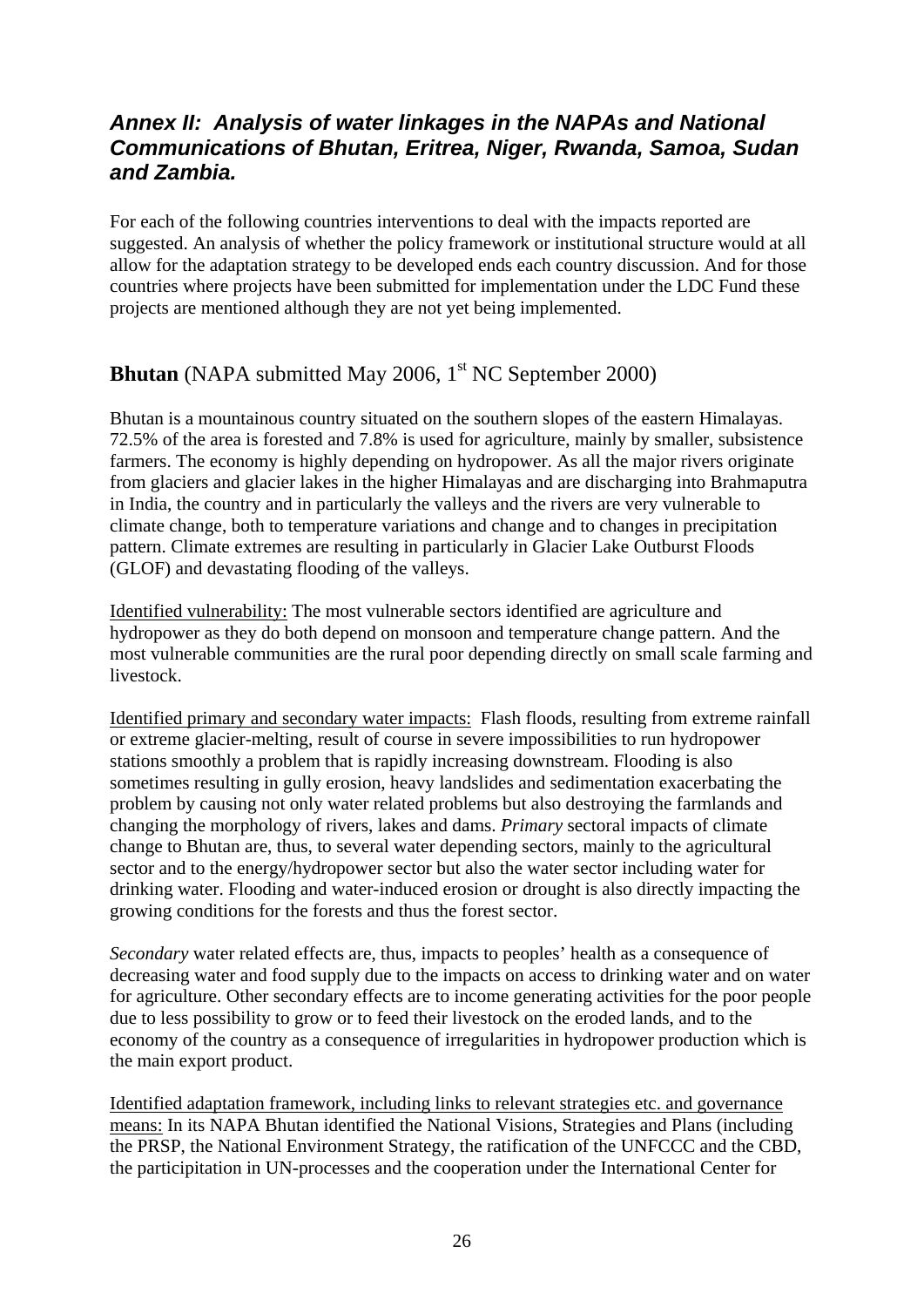## *Annex II: Analysis of water linkages in the NAPAs and National Communications of Bhutan, Eritrea, Niger, Rwanda, Samoa, Sudan and Zambia.*

For each of the following countries interventions to deal with the impacts reported are suggested. An analysis of whether the policy framework or institutional structure would at all allow for the adaptation strategy to be developed ends each country discussion. And for those countries where projects have been submitted for implementation under the LDC Fund these projects are mentioned although they are not yet being implemented.

### **Bhutan** (NAPA submitted May 2006, 1st NC September 2000)

Bhutan is a mountainous country situated on the southern slopes of the eastern Himalayas. 72.5% of the area is forested and 7.8% is used for agriculture, mainly by smaller, subsistence farmers. The economy is highly depending on hydropower. As all the major rivers originate from glaciers and glacier lakes in the higher Himalayas and are discharging into Brahmaputra in India, the country and in particularly the valleys and the rivers are very vulnerable to climate change, both to temperature variations and change and to changes in precipitation pattern. Climate extremes are resulting in particularly in Glacier Lake Outburst Floods (GLOF) and devastating flooding of the valleys.

Identified vulnerability: The most vulnerable sectors identified are agriculture and hydropower as they do both depend on monsoon and temperature change pattern. And the most vulnerable communities are the rural poor depending directly on small scale farming and livestock.

Identified primary and secondary water impacts: Flash floods, resulting from extreme rainfall or extreme glacier-melting, result of course in severe impossibilities to run hydropower stations smoothly a problem that is rapidly increasing downstream. Flooding is also sometimes resulting in gully erosion, heavy landslides and sedimentation exacerbating the problem by causing not only water related problems but also destroying the farmlands and changing the morphology of rivers, lakes and dams. *Primary* sectoral impacts of climate change to Bhutan are, thus, to several water depending sectors, mainly to the agricultural sector and to the energy/hydropower sector but also the water sector including water for drinking water. Flooding and water-induced erosion or drought is also directly impacting the growing conditions for the forests and thus the forest sector.

*Secondary* water related effects are, thus, impacts to peoples' health as a consequence of decreasing water and food supply due to the impacts on access to drinking water and on water for agriculture. Other secondary effects are to income generating activities for the poor people due to less possibility to grow or to feed their livestock on the eroded lands, and to the economy of the country as a consequence of irregularities in hydropower production which is the main export product.

Identified adaptation framework, including links to relevant strategies etc. and governance means: In its NAPA Bhutan identified the National Visions, Strategies and Plans (including the PRSP, the National Environment Strategy, the ratification of the UNFCCC and the CBD, the participitation in UN-processes and the cooperation under the International Center for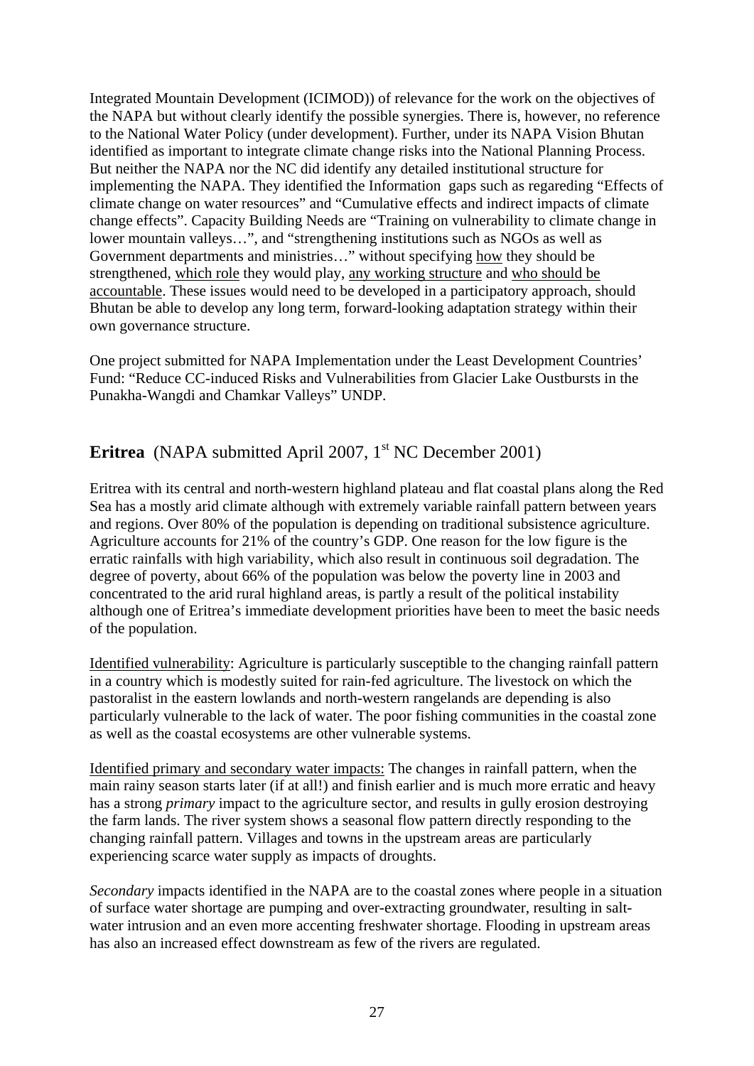Integrated Mountain Development (ICIMOD)) of relevance for the work on the objectives of the NAPA but without clearly identify the possible synergies. There is, however, no reference to the National Water Policy (under development). Further, under its NAPA Vision Bhutan identified as important to integrate climate change risks into the National Planning Process. But neither the NAPA nor the NC did identify any detailed institutional structure for implementing the NAPA. They identified the Information gaps such as regareding "Effects of climate change on water resources" and "Cumulative effects and indirect impacts of climate change effects". Capacity Building Needs are "Training on vulnerability to climate change in lower mountain valleys…", and "strengthening institutions such as NGOs as well as Government departments and ministries…" without specifying how they should be strengthened, which role they would play, any working structure and who should be accountable. These issues would need to be developed in a participatory approach, should Bhutan be able to develop any long term, forward-looking adaptation strategy within their own governance structure.

One project submitted for NAPA Implementation under the Least Development Countries' Fund: "Reduce CC-induced Risks and Vulnerabilities from Glacier Lake Oustbursts in the Punakha-Wangdi and Chamkar Valleys" UNDP.

## **Eritrea** (NAPA submitted April 2007, 1st NC December 2001)

Eritrea with its central and north-western highland plateau and flat coastal plans along the Red Sea has a mostly arid climate although with extremely variable rainfall pattern between years and regions. Over 80% of the population is depending on traditional subsistence agriculture. Agriculture accounts for 21% of the country's GDP. One reason for the low figure is the erratic rainfalls with high variability, which also result in continuous soil degradation. The degree of poverty, about 66% of the population was below the poverty line in 2003 and concentrated to the arid rural highland areas, is partly a result of the political instability although one of Eritrea's immediate development priorities have been to meet the basic needs of the population.

Identified vulnerability: Agriculture is particularly susceptible to the changing rainfall pattern in a country which is modestly suited for rain-fed agriculture. The livestock on which the pastoralist in the eastern lowlands and north-western rangelands are depending is also particularly vulnerable to the lack of water. The poor fishing communities in the coastal zone as well as the coastal ecosystems are other vulnerable systems.

Identified primary and secondary water impacts: The changes in rainfall pattern, when the main rainy season starts later (if at all!) and finish earlier and is much more erratic and heavy has a strong *primary* impact to the agriculture sector, and results in gully erosion destroying the farm lands. The river system shows a seasonal flow pattern directly responding to the changing rainfall pattern. Villages and towns in the upstream areas are particularly experiencing scarce water supply as impacts of droughts.

*Secondary* impacts identified in the NAPA are to the coastal zones where people in a situation of surface water shortage are pumping and over-extracting groundwater, resulting in salt-water intrusion and an even more accenting freshwater shortage. Flooding in upstream areas has also an increased effect downstream as few of the rivers are regulated.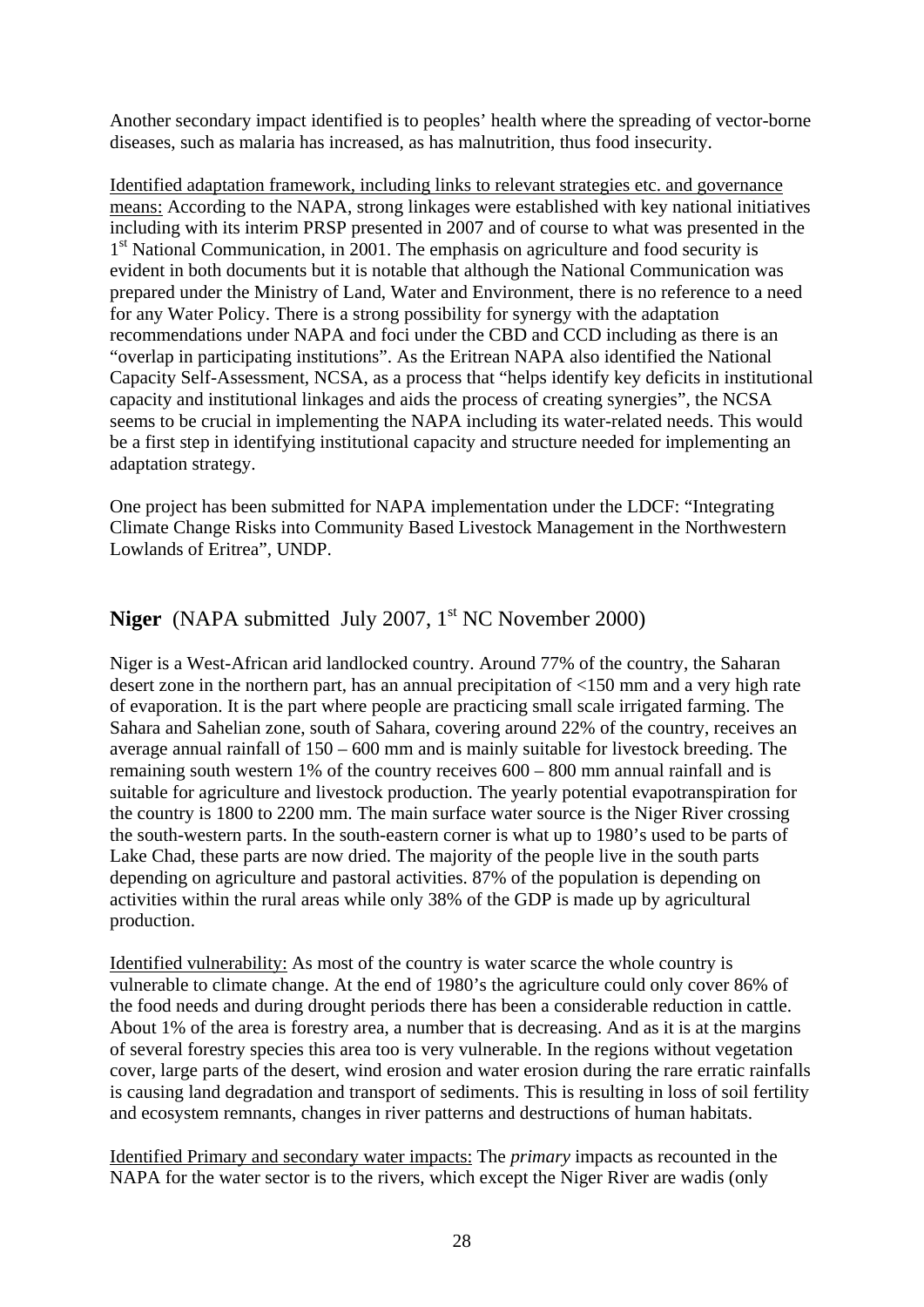Another secondary impact identified is to peoples' health where the spreading of vector-borne diseases, such as malaria has increased, as has malnutrition, thus food insecurity.

Identified adaptation framework, including links to relevant strategies etc. and governance means: According to the NAPA, strong linkages were established with key national initiatives including with its interim PRSP presented in 2007 and of course to what was presented in the 1st National Communication, in 2001. The emphasis on agriculture and food security is evident in both documents but it is notable that although the National Communication was prepared under the Ministry of Land, Water and Environment, there is no reference to a need for any Water Policy. There is a strong possibility for synergy with the adaptation recommendations under NAPA and foci under the CBD and CCD including as there is an "overlap in participating institutions". As the Eritrean NAPA also identified the National Capacity Self-Assessment, NCSA, as a process that "helps identify key deficits in institutional capacity and institutional linkages and aids the process of creating synergies", the NCSA seems to be crucial in implementing the NAPA including its water-related needs. This would be a first step in identifying institutional capacity and structure needed for implementing an adaptation strategy.

One project has been submitted for NAPA implementation under the LDCF: "Integrating Climate Change Risks into Community Based Livestock Management in the Northwestern Lowlands of Eritrea", UNDP.

## Niger (NAPA submitted July 2007, 1st NC November 2000)

Niger is a West-African arid landlocked country. Around 77% of the country, the Saharan desert zone in the northern part, has an annual precipitation of <150 mm and a very high rate of evaporation. It is the part where people are practicing small scale irrigated farming. The Sahara and Sahelian zone, south of Sahara, covering around 22% of the country, receives an average annual rainfall of 150 – 600 mm and is mainly suitable for livestock breeding. The remaining south western 1% of the country receives 600 – 800 mm annual rainfall and is suitable for agriculture and livestock production. The yearly potential evapotranspiration for the country is 1800 to 2200 mm. The main surface water source is the Niger River crossing the south-western parts. In the south-eastern corner is what up to 1980's used to be parts of Lake Chad, these parts are now dried. The majority of the people live in the south parts depending on agriculture and pastoral activities. 87% of the population is depending on activities within the rural areas while only 38% of the GDP is made up by agricultural production.

Identified vulnerability: As most of the country is water scarce the whole country is vulnerable to climate change. At the end of 1980's the agriculture could only cover 86% of the food needs and during drought periods there has been a considerable reduction in cattle. About 1% of the area is forestry area, a number that is decreasing. And as it is at the margins of several forestry species this area too is very vulnerable. In the regions without vegetation cover, large parts of the desert, wind erosion and water erosion during the rare erratic rainfalls is causing land degradation and transport of sediments. This is resulting in loss of soil fertility and ecosystem remnants, changes in river patterns and destructions of human habitats.

Identified Primary and secondary water impacts: The *primary* impacts as recounted in the NAPA for the water sector is to the rivers, which except the Niger River are wadis (only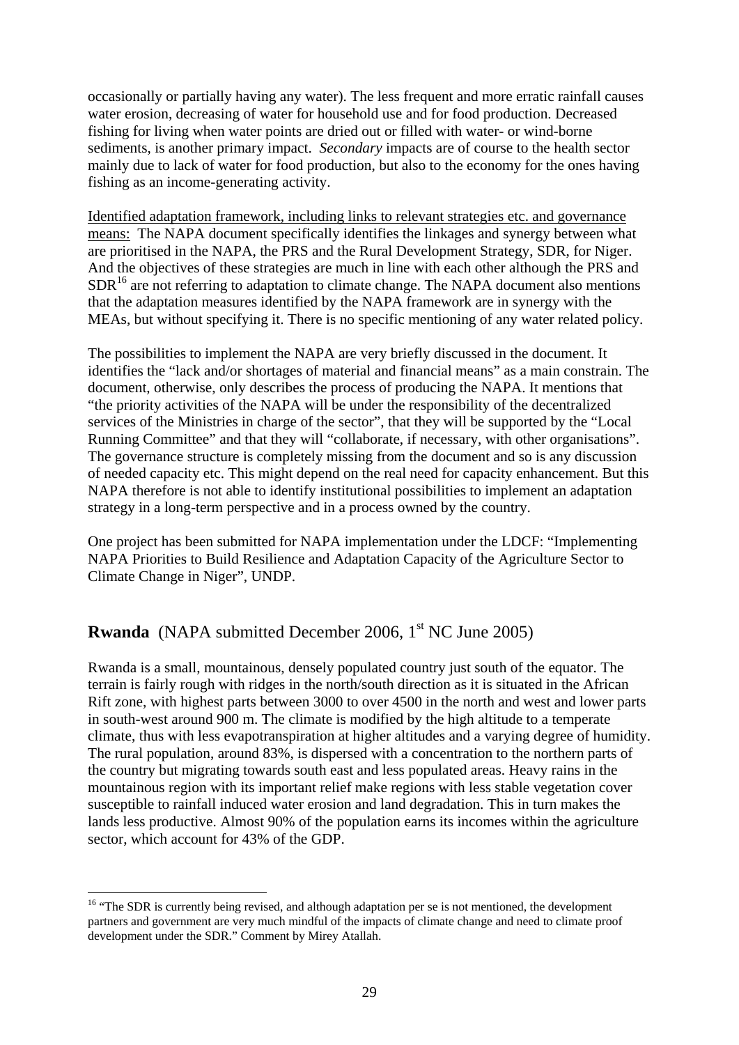occasionally or partially having any water). The less frequent and more erratic rainfall causes water erosion, decreasing of water for household use and for food production. Decreased fishing for living when water points are dried out or filled with water- or wind-borne sediments, is another primary impact. *Secondary* impacts are of course to the health sector mainly due to lack of water for food production, but also to the economy for the ones having fishing as an income-generating activity.

<u>Identified adaptation framework, including links to relevant strategies etc. and governance means:</u> The NAPA document specifically identifies the linkages and synergy between what are prioritised in the NAPA, the PRS and the Rural Development Strategy, SDR, for Niger. And the objectives of these strategies are much in line with each other although the PRS and SDR[16] are not referring to adaptation to climate change. The NAPA document also mentions that the adaptation measures identified by the NAPA framework are in synergy with the MEAs, but without specifying it. There is no specific mentioning of any water related policy.

The possibilities to implement the NAPA are very briefly discussed in the document. It identifies the "lack and/or shortages of material and financial means" as a main constrain. The document, otherwise, only describes the process of producing the NAPA. It mentions that "the priority activities of the NAPA will be under the responsibility of the decentralized services of the Ministries in charge of the sector", that they will be supported by the "Local Running Committee" and that they will "collaborate, if necessary, with other organisations". The governance structure is completely missing from the document and so is any discussion of needed capacity etc. This might depend on the real need for capacity enhancement. But this NAPA therefore is not able to identify institutional possibilities to implement an adaptation strategy in a long-term perspective and in a process owned by the country.

One project has been submitted for NAPA implementation under the LDCF: "Implementing NAPA Priorities to Build Resilience and Adaptation Capacity of the Agriculture Sector to Climate Change in Niger", UNDP.

## **Rwanda** (NAPA submitted December 2006, 1st NC June 2005)

Rwanda is a small, mountainous, densely populated country just south of the equator. The terrain is fairly rough with ridges in the north/south direction as it is situated in the African Rift zone, with highest parts between 3000 to over 4500 in the north and west and lower parts in south-west around 900 m. The climate is modified by the high altitude to a temperate climate, thus with less evapotranspiration at higher altitudes and a varying degree of humidity. The rural population, around 83%, is dispersed with a concentration to the northern parts of the country but migrating towards south east and less populated areas. Heavy rains in the mountainous region with its important relief make regions with less stable vegetation cover susceptible to rainfall induced water erosion and land degradation. This in turn makes the lands less productive. Almost 90% of the population earns its incomes within the agriculture sector, which account for 43% of the GDP.

---

[16] "The SDR is currently being revised, and although adaptation per se is not mentioned, the development partners and government are very much mindful of the impacts of climate change and need to climate proof development under the SDR." Comment by Mirey Atallah.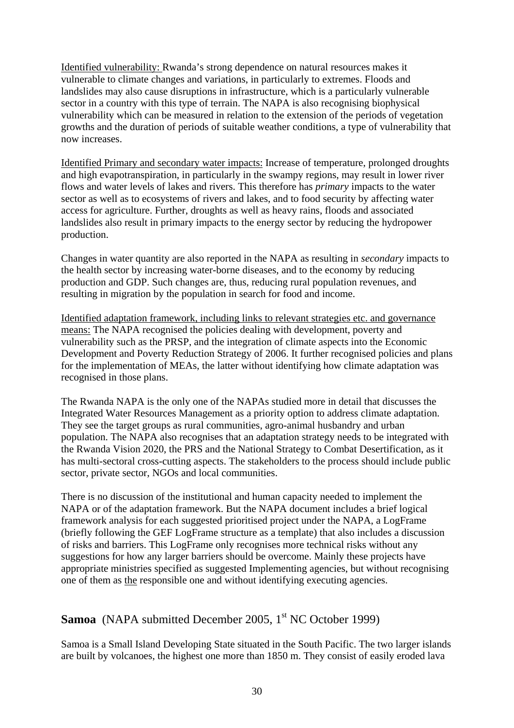Identified vulnerability: Rwanda's strong dependence on natural resources makes it vulnerable to climate changes and variations, in particularly to extremes. Floods and landslides may also cause disruptions in infrastructure, which is a particularly vulnerable sector in a country with this type of terrain. The NAPA is also recognising biophysical vulnerability which can be measured in relation to the extension of the periods of vegetation growths and the duration of periods of suitable weather conditions, a type of vulnerability that now increases.

Identified Primary and secondary water impacts: Increase of temperature, prolonged droughts and high evapotranspiration, in particularly in the swampy regions, may result in lower river flows and water levels of lakes and rivers. This therefore has *primary* impacts to the water sector as well as to ecosystems of rivers and lakes, and to food security by affecting water access for agriculture. Further, droughts as well as heavy rains, floods and associated landslides also result in primary impacts to the energy sector by reducing the hydropower production.

Changes in water quantity are also reported in the NAPA as resulting in *secondary* impacts to the health sector by increasing water-borne diseases, and to the economy by reducing production and GDP. Such changes are, thus, reducing rural population revenues, and resulting in migration by the population in search for food and income.

Identified adaptation framework, including links to relevant strategies etc. and governance means: The NAPA recognised the policies dealing with development, poverty and vulnerability such as the PRSP, and the integration of climate aspects into the Economic Development and Poverty Reduction Strategy of 2006. It further recognised policies and plans for the implementation of MEAs, the latter without identifying how climate adaptation was recognised in those plans.

The Rwanda NAPA is the only one of the NAPAs studied more in detail that discusses the Integrated Water Resources Management as a priority option to address climate adaptation. They see the target groups as rural communities, agro-animal husbandry and urban population. The NAPA also recognises that an adaptation strategy needs to be integrated with the Rwanda Vision 2020, the PRS and the National Strategy to Combat Desertification, as it has multi-sectoral cross-cutting aspects. The stakeholders to the process should include public sector, private sector, NGOs and local communities.

There is no discussion of the institutional and human capacity needed to implement the NAPA or of the adaptation framework. But the NAPA document includes a brief logical framework analysis for each suggested prioritised project under the NAPA, a LogFrame (briefly following the GEF LogFrame structure as a template) that also includes a discussion of risks and barriers. This LogFrame only recognises more technical risks without any suggestions for how any larger barriers should be overcome. Mainly these projects have appropriate ministries specified as suggested Implementing agencies, but without recognising one of them as the responsible one and without identifying executing agencies.

## **Samoa** (NAPA submitted December 2005, 1st NC October 1999)

Samoa is a Small Island Developing State situated in the South Pacific. The two larger islands are built by volcanoes, the highest one more than 1850 m. They consist of easily eroded lava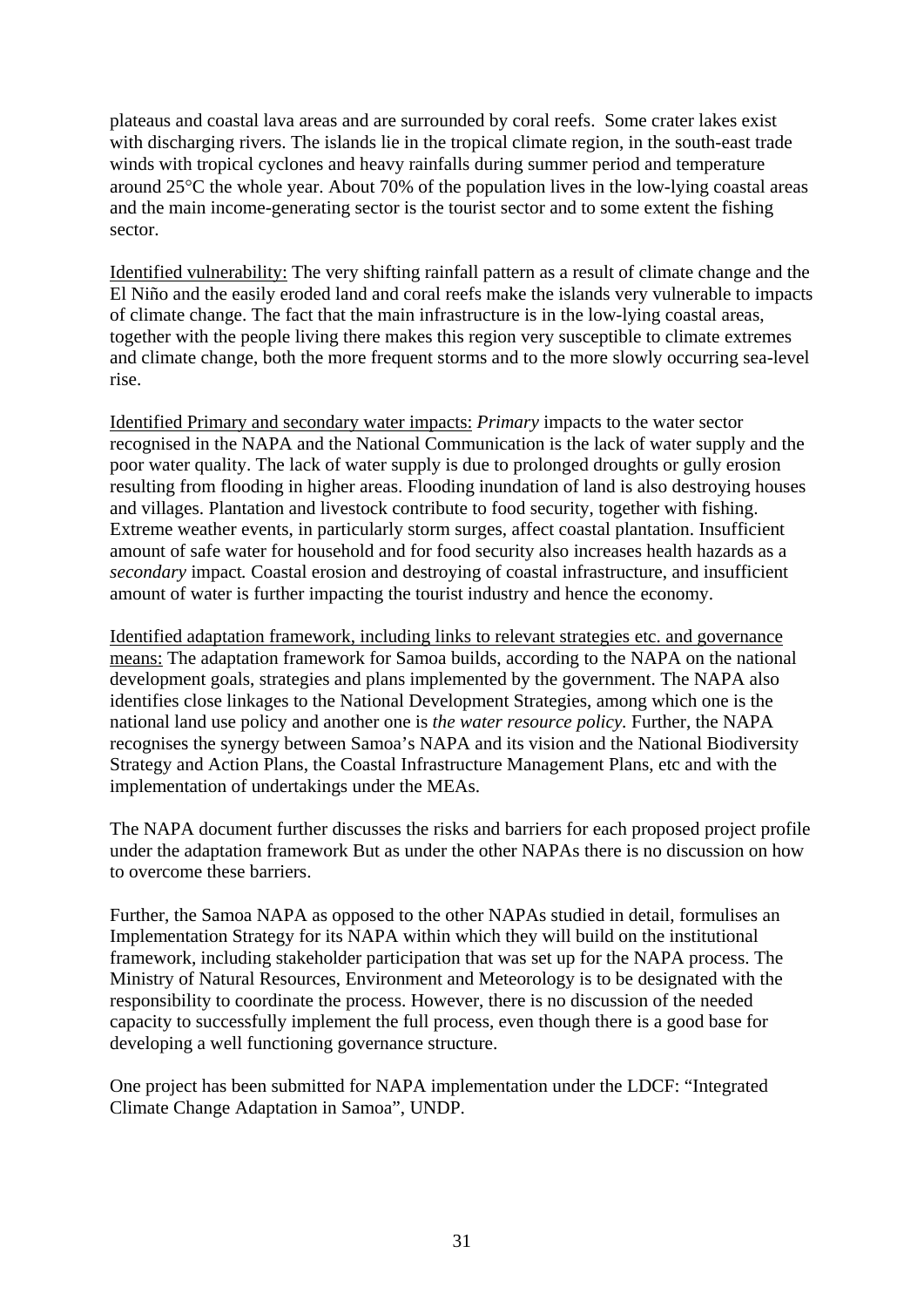plateaus and coastal lava areas and are surrounded by coral reefs. Some crater lakes exist with discharging rivers. The islands lie in the tropical climate region, in the south-east trade winds with tropical cyclones and heavy rainfalls during summer period and temperature around 25°C the whole year. About 70% of the population lives in the low-lying coastal areas and the main income-generating sector is the tourist sector and to some extent the fishing sector.

<u>Identified vulnerability:</u> The very shifting rainfall pattern as a result of climate change and the El Niño and the easily eroded land and coral reefs make the islands very vulnerable to impacts of climate change. The fact that the main infrastructure is in the low-lying coastal areas, together with the people living there makes this region very susceptible to climate extremes and climate change, both the more frequent storms and to the more slowly occurring sea-level rise.

<u>Identified Primary and secondary water impacts:</u> *Primary* impacts to the water sector recognised in the NAPA and the National Communication is the lack of water supply and the poor water quality. The lack of water supply is due to prolonged droughts or gully erosion resulting from flooding in higher areas. Flooding inundation of land is also destroying houses and villages. Plantation and livestock contribute to food security, together with fishing. Extreme weather events, in particularly storm surges, affect coastal plantation. Insufficient amount of safe water for household and for food security also increases health hazards as a *secondary* impact. Coastal erosion and destroying of coastal infrastructure, and insufficient amount of water is further impacting the tourist industry and hence the economy.

<u>Identified adaptation framework, including links to relevant strategies etc. and governance means:</u> The adaptation framework for Samoa builds, according to the NAPA on the national development goals, strategies and plans implemented by the government. The NAPA also identifies close linkages to the National Development Strategies, among which one is the national land use policy and another one is *the water resource policy.* Further, the NAPA recognises the synergy between Samoa's NAPA and its vision and the National Biodiversity Strategy and Action Plans, the Coastal Infrastructure Management Plans, etc and with the implementation of undertakings under the MEAs.

The NAPA document further discusses the risks and barriers for each proposed project profile under the adaptation framework But as under the other NAPAs there is no discussion on how to overcome these barriers.

Further, the Samoa NAPA as opposed to the other NAPAs studied in detail, formulises an Implementation Strategy for its NAPA within which they will build on the institutional framework, including stakeholder participation that was set up for the NAPA process. The Ministry of Natural Resources, Environment and Meteorology is to be designated with the responsibility to coordinate the process. However, there is no discussion of the needed capacity to successfully implement the full process, even though there is a good base for developing a well functioning governance structure.

One project has been submitted for NAPA implementation under the LDCF: "Integrated Climate Change Adaptation in Samoa", UNDP.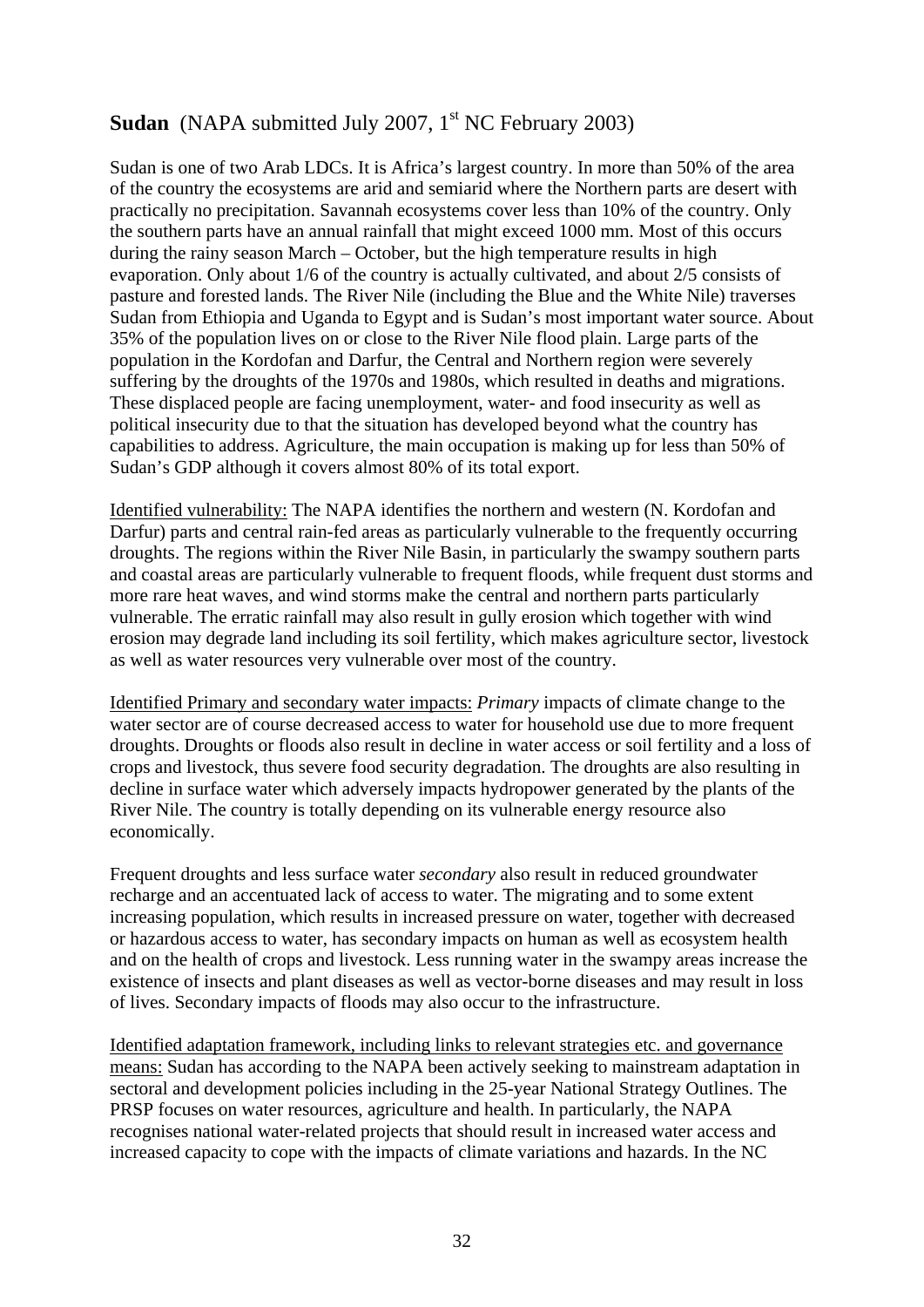## **Sudan** (NAPA submitted July 2007, 1st NC February 2003)

Sudan is one of two Arab LDCs. It is Africa's largest country. In more than 50% of the area of the country the ecosystems are arid and semiarid where the Northern parts are desert with practically no precipitation. Savannah ecosystems cover less than 10% of the country. Only the southern parts have an annual rainfall that might exceed 1000 mm. Most of this occurs during the rainy season March – October, but the high temperature results in high evaporation. Only about 1/6 of the country is actually cultivated, and about 2/5 consists of pasture and forested lands. The River Nile (including the Blue and the White Nile) traverses Sudan from Ethiopia and Uganda to Egypt and is Sudan's most important water source. About 35% of the population lives on or close to the River Nile flood plain. Large parts of the population in the Kordofan and Darfur, the Central and Northern region were severely suffering by the droughts of the 1970s and 1980s, which resulted in deaths and migrations. These displaced people are facing unemployment, water- and food insecurity as well as political insecurity due to that the situation has developed beyond what the country has capabilities to address. Agriculture, the main occupation is making up for less than 50% of Sudan's GDP although it covers almost 80% of its total export.

Identified vulnerability: The NAPA identifies the northern and western (N. Kordofan and Darfur) parts and central rain-fed areas as particularly vulnerable to the frequently occurring droughts. The regions within the River Nile Basin, in particularly the swampy southern parts and coastal areas are particularly vulnerable to frequent floods, while frequent dust storms and more rare heat waves, and wind storms make the central and northern parts particularly vulnerable. The erratic rainfall may also result in gully erosion which together with wind erosion may degrade land including its soil fertility, which makes agriculture sector, livestock as well as water resources very vulnerable over most of the country.

Identified Primary and secondary water impacts: *Primary* impacts of climate change to the water sector are of course decreased access to water for household use due to more frequent droughts. Droughts or floods also result in decline in water access or soil fertility and a loss of crops and livestock, thus severe food security degradation. The droughts are also resulting in decline in surface water which adversely impacts hydropower generated by the plants of the River Nile. The country is totally depending on its vulnerable energy resource also economically.

Frequent droughts and less surface water *secondary* also result in reduced groundwater recharge and an accentuated lack of access to water. The migrating and to some extent increasing population, which results in increased pressure on water, together with decreased or hazardous access to water, has secondary impacts on human as well as ecosystem health and on the health of crops and livestock. Less running water in the swampy areas increase the existence of insects and plant diseases as well as vector-borne diseases and may result in loss of lives. Secondary impacts of floods may also occur to the infrastructure.

Identified adaptation framework, including links to relevant strategies etc. and governance means: Sudan has according to the NAPA been actively seeking to mainstream adaptation in sectoral and development policies including in the 25-year National Strategy Outlines. The PRSP focuses on water resources, agriculture and health. In particularly, the NAPA recognises national water-related projects that should result in increased water access and increased capacity to cope with the impacts of climate variations and hazards. In the NC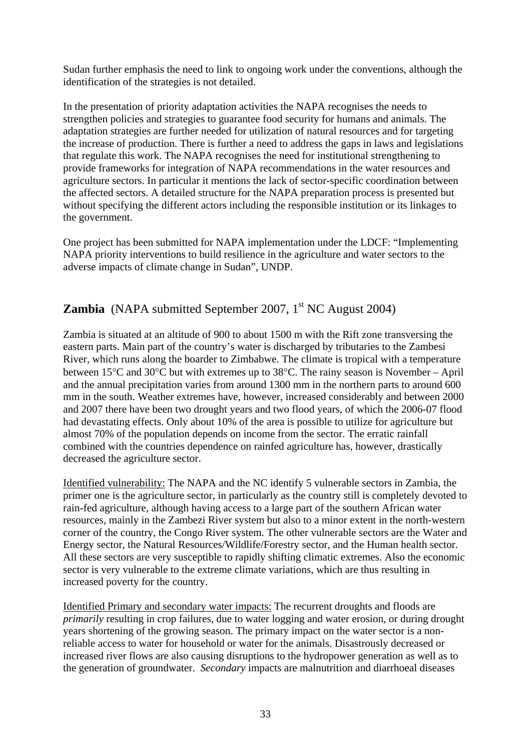Sudan further emphasis the need to link to ongoing work under the conventions, although the identification of the strategies is not detailed.

In the presentation of priority adaptation activities the NAPA recognises the needs to strengthen policies and strategies to guarantee food security for humans and animals. The adaptation strategies are further needed for utilization of natural resources and for targeting the increase of production. There is further a need to address the gaps in laws and legislations that regulate this work. The NAPA recognises the need for institutional strengthening to provide frameworks for integration of NAPA recommendations in the water resources and agriculture sectors. In particular it mentions the lack of sector-specific coordination between the affected sectors. A detailed structure for the NAPA preparation process is presented but without specifying the different actors including the responsible institution or its linkages to the government.

One project has been submitted for NAPA implementation under the LDCF: "Implementing NAPA priority interventions to build resilience in the agriculture and water sectors to the adverse impacts of climate change in Sudan", UNDP.

## **Zambia** (NAPA submitted September 2007, 1st NC August 2004)

Zambia is situated at an altitude of 900 to about 1500 m with the Rift zone transversing the eastern parts. Main part of the country's water is discharged by tributaries to the Zambesi River, which runs along the boarder to Zimbabwe. The climate is tropical with a temperature between 15°C and 30°C but with extremes up to 38°C. The rainy season is November – April and the annual precipitation varies from around 1300 mm in the northern parts to around 600 mm in the south. Weather extremes have, however, increased considerably and between 2000 and 2007 there have been two drought years and two flood years, of which the 2006-07 flood had devastating effects. Only about 10% of the area is possible to utilize for agriculture but almost 70% of the population depends on income from the sector. The erratic rainfall combined with the countries dependence on rainfed agriculture has, however, drastically decreased the agriculture sector.

Identified vulnerability: The NAPA and the NC identify 5 vulnerable sectors in Zambia, the primer one is the agriculture sector, in particularly as the country still is completely devoted to rain-fed agriculture, although having access to a large part of the southern African water resources, mainly in the Zambezi River system but also to a minor extent in the north-western corner of the country, the Congo River system. The other vulnerable sectors are the Water and Energy sector, the Natural Resources/Wildlife/Forestry sector, and the Human health sector. All these sectors are very susceptible to rapidly shifting climatic extremes. Also the economic sector is very vulnerable to the extreme climate variations, which are thus resulting in increased poverty for the country.

Identified Primary and secondary water impacts: The recurrent droughts and floods are *primarily* resulting in crop failures, due to water logging and water erosion, or during drought years shortening of the growing season. The primary impact on the water sector is a non-reliable access to water for household or water for the animals. Disastrously decreased or increased river flows are also causing disruptions to the hydropower generation as well as to the generation of groundwater. *Secondary* impacts are malnutrition and diarrhoeal diseases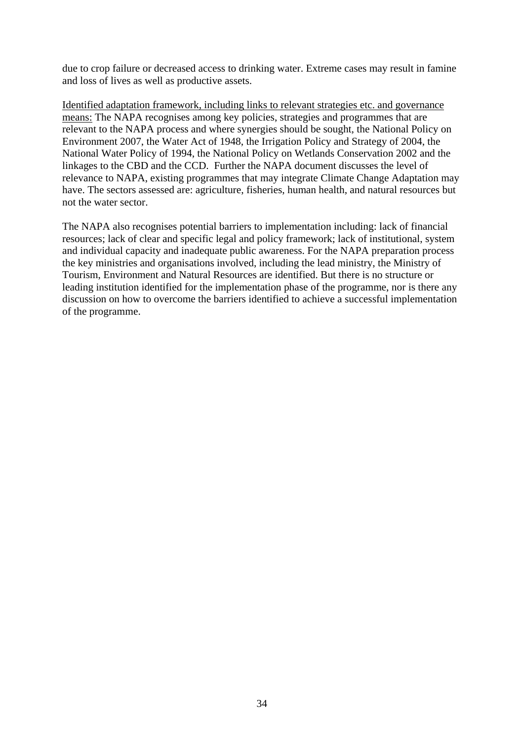due to crop failure or decreased access to drinking water. Extreme cases may result in famine and loss of lives as well as productive assets.

<u>Identified adaptation framework, including links to relevant strategies etc. and governance means:</u> The NAPA recognises among key policies, strategies and programmes that are relevant to the NAPA process and where synergies should be sought, the National Policy on Environment 2007, the Water Act of 1948, the Irrigation Policy and Strategy of 2004, the National Water Policy of 1994, the National Policy on Wetlands Conservation 2002 and the linkages to the CBD and the CCD. Further the NAPA document discusses the level of relevance to NAPA, existing programmes that may integrate Climate Change Adaptation may have. The sectors assessed are: agriculture, fisheries, human health, and natural resources but not the water sector.

The NAPA also recognises potential barriers to implementation including: lack of financial resources; lack of clear and specific legal and policy framework; lack of institutional, system and individual capacity and inadequate public awareness. For the NAPA preparation process the key ministries and organisations involved, including the lead ministry, the Ministry of Tourism, Environment and Natural Resources are identified. But there is no structure or leading institution identified for the implementation phase of the programme, nor is there any discussion on how to overcome the barriers identified to achieve a successful implementation of the programme.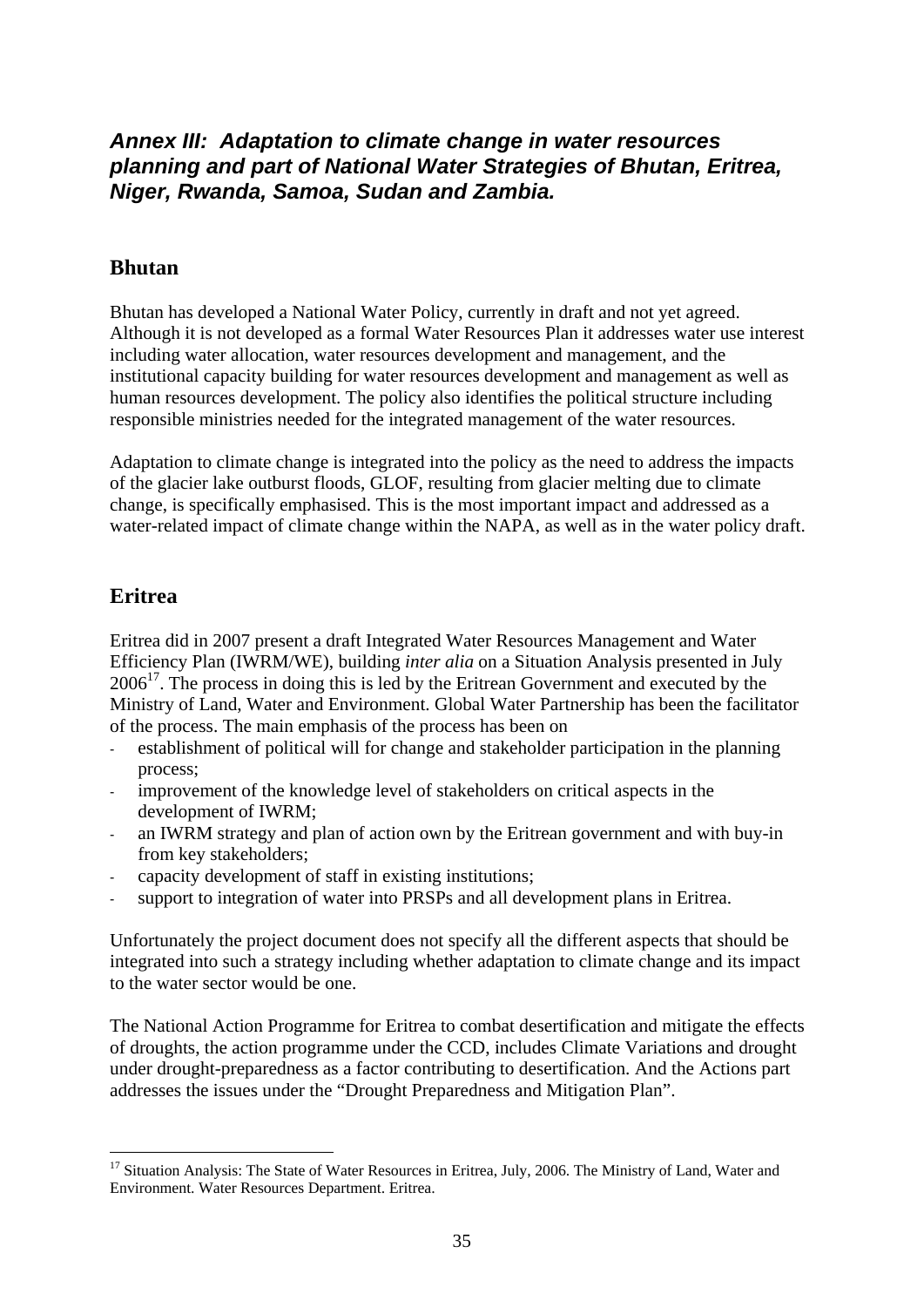# *Annex III: Adaptation to climate change in water resources planning and part of National Water Strategies of Bhutan, Eritrea, Niger, Rwanda, Samoa, Sudan and Zambia.*

## Bhutan

Bhutan has developed a National Water Policy, currently in draft and not yet agreed. Although it is not developed as a formal Water Resources Plan it addresses water use interest including water allocation, water resources development and management, and the institutional capacity building for water resources development and management as well as human resources development. The policy also identifies the political structure including responsible ministries needed for the integrated management of the water resources.

Adaptation to climate change is integrated into the policy as the need to address the impacts of the glacier lake outburst floods, GLOF, resulting from glacier melting due to climate change, is specifically emphasised. This is the most important impact and addressed as a water-related impact of climate change within the NAPA, as well as in the water policy draft.

## Eritrea

Eritrea did in 2007 present a draft Integrated Water Resources Management and Water Efficiency Plan (IWRM/WE), building *inter alia* on a Situation Analysis presented in July 2006[17]. The process in doing this is led by the Eritrean Government and executed by the Ministry of Land, Water and Environment. Global Water Partnership has been the facilitator of the process. The main emphasis of the process has been on

- establishment of political will for change and stakeholder participation in the planning process;
- improvement of the knowledge level of stakeholders on critical aspects in the development of IWRM;
- an IWRM strategy and plan of action own by the Eritrean government and with buy-in from key stakeholders;
- capacity development of staff in existing institutions;
- support to integration of water into PRSPs and all development plans in Eritrea.

Unfortunately the project document does not specify all the different aspects that should be integrated into such a strategy including whether adaptation to climate change and its impact to the water sector would be one.

The National Action Programme for Eritrea to combat desertification and mitigate the effects of droughts, the action programme under the CCD, includes Climate Variations and drought under drought-preparedness as a factor contributing to desertification. And the Actions part addresses the issues under the "Drought Preparedness and Mitigation Plan".

[17] Situation Analysis: The State of Water Resources in Eritrea, July, 2006. The Ministry of Land, Water and Environment. Water Resources Department. Eritrea.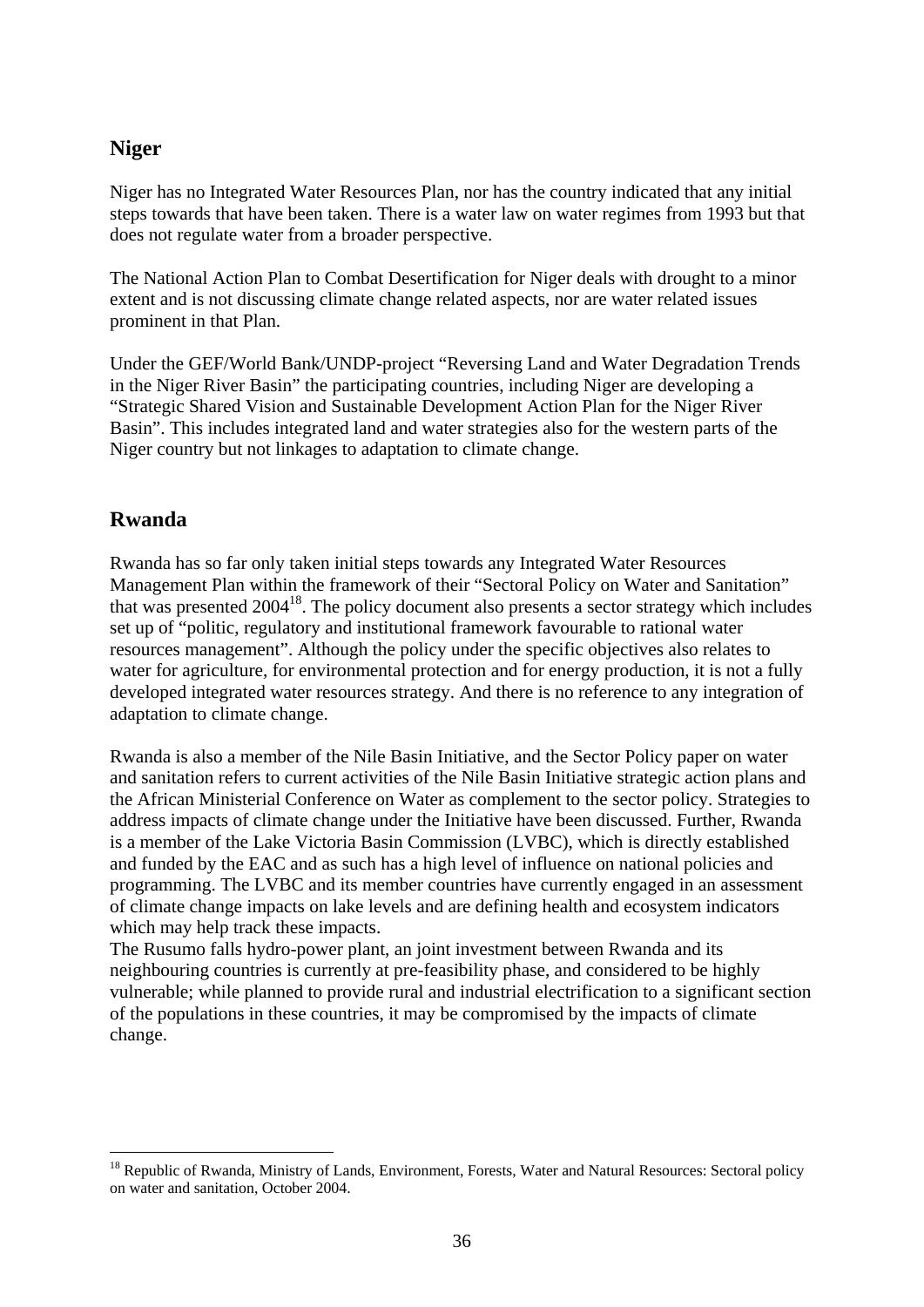## Niger

Niger has no Integrated Water Resources Plan, nor has the country indicated that any initial steps towards that have been taken. There is a water law on water regimes from 1993 but that does not regulate water from a broader perspective.

The National Action Plan to Combat Desertification for Niger deals with drought to a minor extent and is not discussing climate change related aspects, nor are water related issues prominent in that Plan.

Under the GEF/World Bank/UNDP-project "Reversing Land and Water Degradation Trends in the Niger River Basin" the participating countries, including Niger are developing a "Strategic Shared Vision and Sustainable Development Action Plan for the Niger River Basin". This includes integrated land and water strategies also for the western parts of the Niger country but not linkages to adaptation to climate change.

## Rwanda

Rwanda has so far only taken initial steps towards any Integrated Water Resources Management Plan within the framework of their "Sectoral Policy on Water and Sanitation" that was presented 2004[18]. The policy document also presents a sector strategy which includes set up of "politic, regulatory and institutional framework favourable to rational water resources management". Although the policy under the specific objectives also relates to water for agriculture, for environmental protection and for energy production, it is not a fully developed integrated water resources strategy. And there is no reference to any integration of adaptation to climate change.

Rwanda is also a member of the Nile Basin Initiative, and the Sector Policy paper on water and sanitation refers to current activities of the Nile Basin Initiative strategic action plans and the African Ministerial Conference on Water as complement to the sector policy. Strategies to address impacts of climate change under the Initiative have been discussed. Further, Rwanda is a member of the Lake Victoria Basin Commission (LVBC), which is directly established and funded by the EAC and as such has a high level of influence on national policies and programming. The LVBC and its member countries have currently engaged in an assessment of climate change impacts on lake levels and are defining health and ecosystem indicators which may help track these impacts.
The Rusumo falls hydro-power plant, an joint investment between Rwanda and its neighbouring countries is currently at pre-feasibility phase, and considered to be highly vulnerable; while planned to provide rural and industrial electrification to a significant section of the populations in these countries, it may be compromised by the impacts of climate change.

---

[18] Republic of Rwanda, Ministry of Lands, Environment, Forests, Water and Natural Resources: Sectoral policy on water and sanitation, October 2004.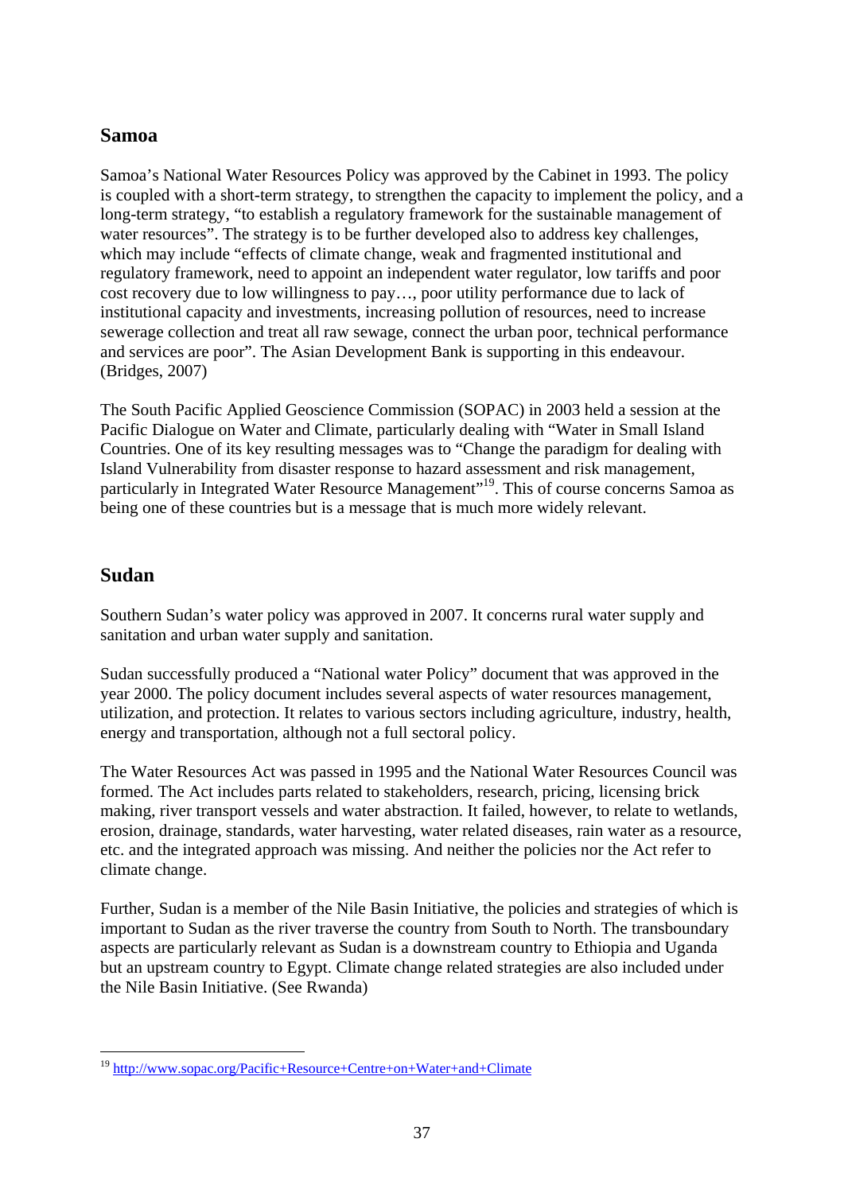## Samoa

Samoa's National Water Resources Policy was approved by the Cabinet in 1993. The policy is coupled with a short-term strategy, to strengthen the capacity to implement the policy, and a long-term strategy, "to establish a regulatory framework for the sustainable management of water resources". The strategy is to be further developed also to address key challenges, which may include "effects of climate change, weak and fragmented institutional and regulatory framework, need to appoint an independent water regulator, low tariffs and poor cost recovery due to low willingness to pay…, poor utility performance due to lack of institutional capacity and investments, increasing pollution of resources, need to increase sewerage collection and treat all raw sewage, connect the urban poor, technical performance and services are poor". The Asian Development Bank is supporting in this endeavour. (Bridges, 2007)

The South Pacific Applied Geoscience Commission (SOPAC) in 2003 held a session at the Pacific Dialogue on Water and Climate, particularly dealing with "Water in Small Island Countries. One of its key resulting messages was to "Change the paradigm for dealing with Island Vulnerability from disaster response to hazard assessment and risk management, particularly in Integrated Water Resource Management"[19]. This of course concerns Samoa as being one of these countries but is a message that is much more widely relevant.

## Sudan

Southern Sudan's water policy was approved in 2007. It concerns rural water supply and sanitation and urban water supply and sanitation.

Sudan successfully produced a "National water Policy" document that was approved in the year 2000. The policy document includes several aspects of water resources management, utilization, and protection. It relates to various sectors including agriculture, industry, health, energy and transportation, although not a full sectoral policy.

The Water Resources Act was passed in 1995 and the National Water Resources Council was formed. The Act includes parts related to stakeholders, research, pricing, licensing brick making, river transport vessels and water abstraction. It failed, however, to relate to wetlands, erosion, drainage, standards, water harvesting, water related diseases, rain water as a resource, etc. and the integrated approach was missing. And neither the policies nor the Act refer to climate change.

Further, Sudan is a member of the Nile Basin Initiative, the policies and strategies of which is important to Sudan as the river traverse the country from South to North. The transboundary aspects are particularly relevant as Sudan is a downstream country to Ethiopia and Uganda but an upstream country to Egypt. Climate change related strategies are also included under the Nile Basin Initiative. (See Rwanda)

---

[19] http://www.sopac.org/Pacific+Resource+Centre+on+Water+and+Climate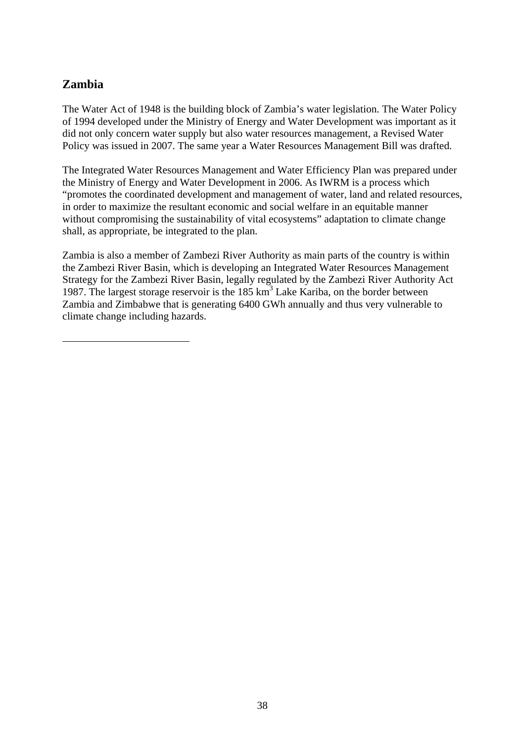## Zambia

The Water Act of 1948 is the building block of Zambia's water legislation. The Water Policy of 1994 developed under the Ministry of Energy and Water Development was important as it did not only concern water supply but also water resources management, a Revised Water Policy was issued in 2007. The same year a Water Resources Management Bill was drafted.

The Integrated Water Resources Management and Water Efficiency Plan was prepared under the Ministry of Energy and Water Development in 2006. As IWRM is a process which "promotes the coordinated development and management of water, land and related resources, in order to maximize the resultant economic and social welfare in an equitable manner without compromising the sustainability of vital ecosystems" adaptation to climate change shall, as appropriate, be integrated to the plan.

Zambia is also a member of Zambezi River Authority as main parts of the country is within the Zambezi River Basin, which is developing an Integrated Water Resources Management Strategy for the Zambezi River Basin, legally regulated by the Zambezi River Authority Act 1987. The largest storage reservoir is the 185 $km^3$ Lake Kariba, on the border between Zambia and Zimbabwe that is generating 6400 GWh annually and thus very vulnerable to climate change including hazards.